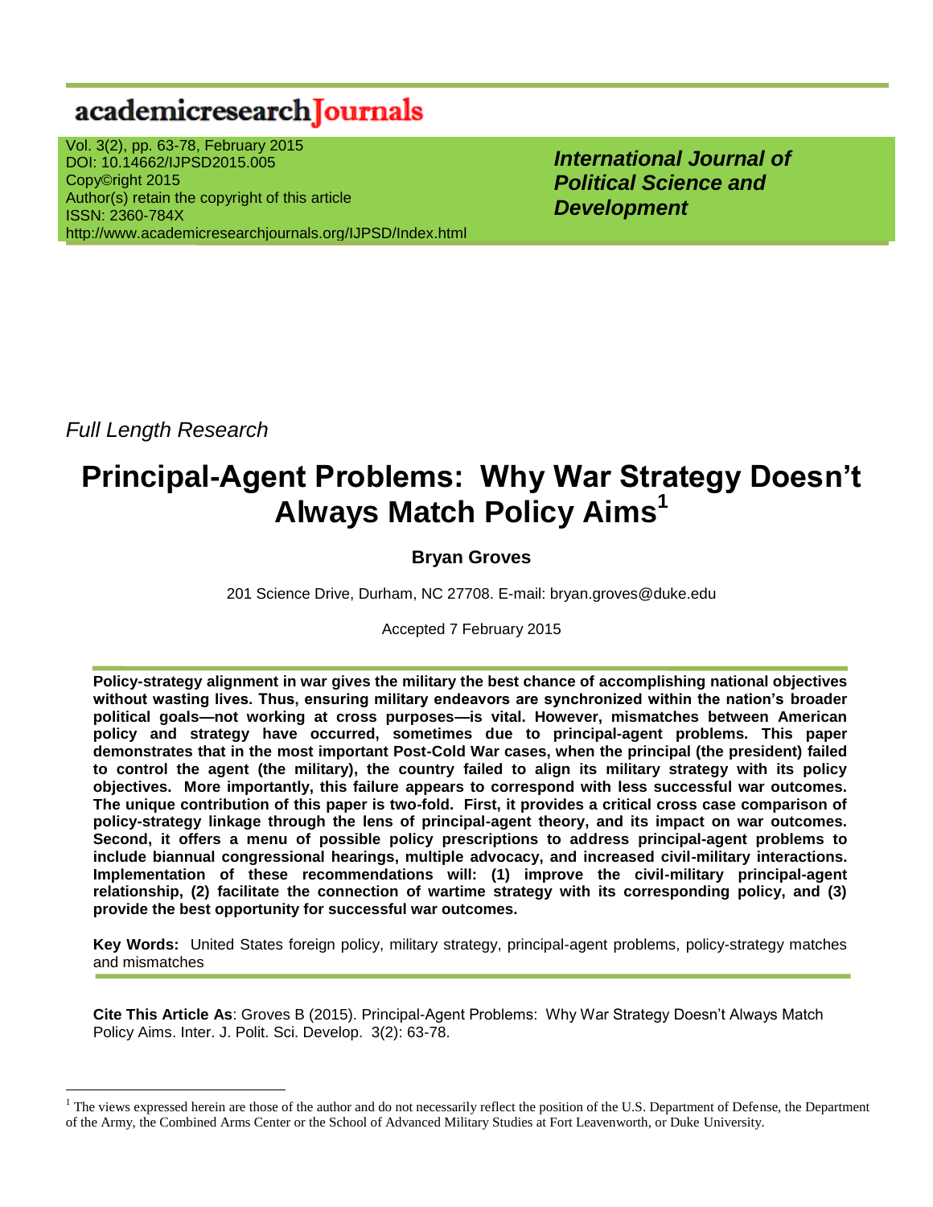academicresearchJournals

Vol. 3(2), pp. 63-78, February 2015
DOI: 10.14662/IJPSD2015.005
Copy©right 2015
Author(s) retain the copyright of this article
ISSN: 2360-784X
http://www.academicresearchjournals.org/IJPSD/Index.html

***International Journal of Political Science and Development***

*Full Length Research*

# Principal-Agent Problems: Why War Strategy Doesn't Always Match Policy Aims[1]

**Bryan Groves**

201 Science Drive, Durham, NC 27708. E-mail: bryan.groves@duke.edu

Accepted 7 February 2015

**Policy-strategy alignment in war gives the military the best chance of accomplishing national objectives without wasting lives. Thus, ensuring military endeavors are synchronized within the nation's broader political goals—not working at cross purposes—is vital. However, mismatches between American policy and strategy have occurred, sometimes due to principal-agent problems. This paper demonstrates that in the most important Post-Cold War cases, when the principal (the president) failed to control the agent (the military), the country failed to align its military strategy with its policy objectives. More importantly, this failure appears to correspond with less successful war outcomes. The unique contribution of this paper is two-fold. First, it provides a critical cross case comparison of policy-strategy linkage through the lens of principal-agent theory, and its impact on war outcomes. Second, it offers a menu of possible policy prescriptions to address principal-agent problems to include biannual congressional hearings, multiple advocacy, and increased civil-military interactions. Implementation of these recommendations will: (1) improve the civil-military principal-agent relationship, (2) facilitate the connection of wartime strategy with its corresponding policy, and (3) provide the best opportunity for successful war outcomes.**

**Key Words:** United States foreign policy, military strategy, principal-agent problems, policy-strategy matches and mismatches

**Cite This Article As**: Groves B (2015). Principal-Agent Problems: Why War Strategy Doesn't Always Match Policy Aims. Inter. J. Polit. Sci. Develop. 3(2): 63-78.

[1] The views expressed herein are those of the author and do not necessarily reflect the position of the U.S. Department of Defense, the Department of the Army, the Combined Arms Center or the School of Advanced Military Studies at Fort Leavenworth, or Duke University.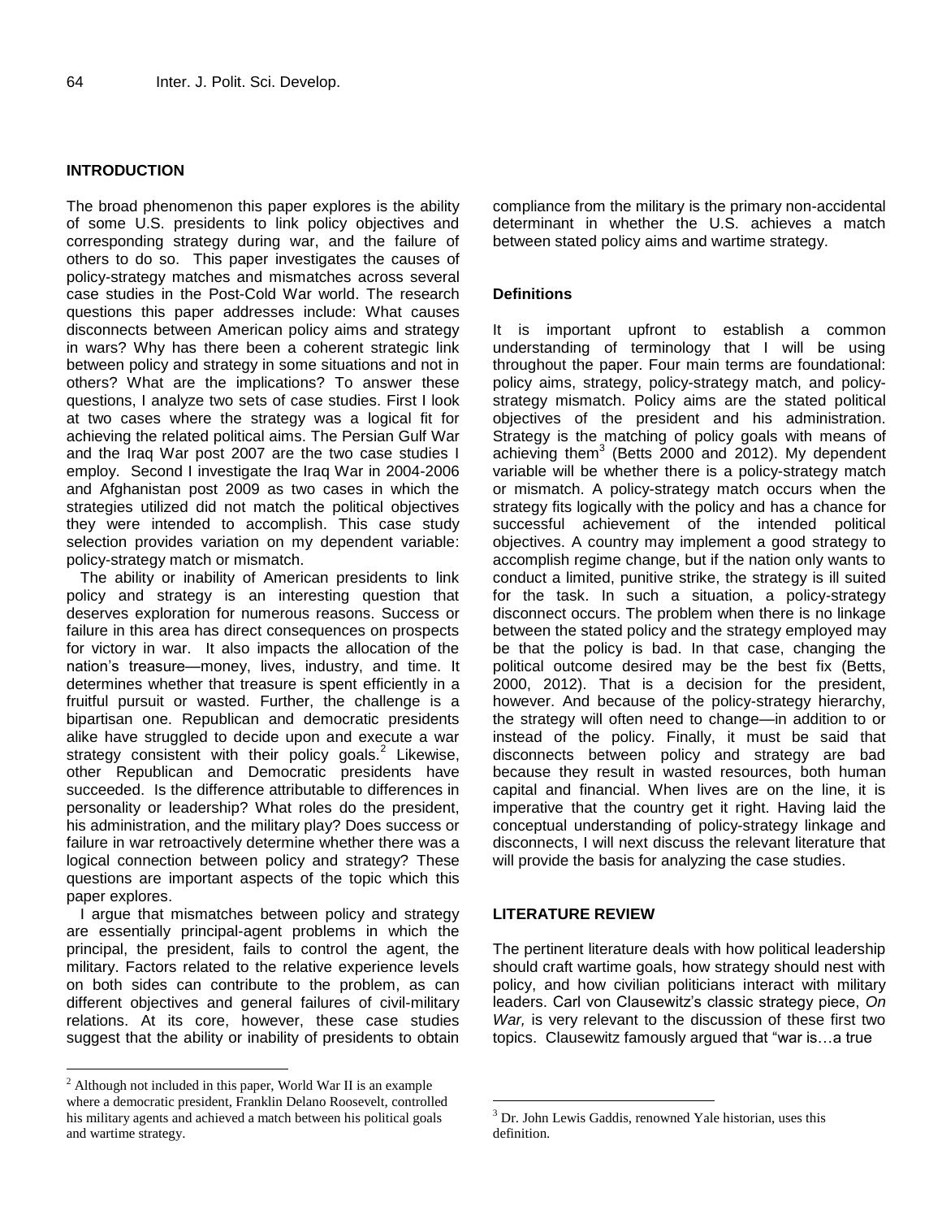## INTRODUCTION

The broad phenomenon this paper explores is the ability of some U.S. presidents to link policy objectives and corresponding strategy during war, and the failure of others to do so. This paper investigates the causes of policy-strategy matches and mismatches across several case studies in the Post-Cold War world. The research questions this paper addresses include: What causes disconnects between American policy aims and strategy in wars? Why has there been a coherent strategic link between policy and strategy in some situations and not in others? What are the implications? To answer these questions, I analyze two sets of case studies. First I look at two cases where the strategy was a logical fit for achieving the related political aims. The Persian Gulf War and the Iraq War post 2007 are the two case studies I employ. Second I investigate the Iraq War in 2004-2006 and Afghanistan post 2009 as two cases in which the strategies utilized did not match the political objectives they were intended to accomplish. This case study selection provides variation on my dependent variable: policy-strategy match or mismatch.

The ability or inability of American presidents to link policy and strategy is an interesting question that deserves exploration for numerous reasons. Success or failure in this area has direct consequences on prospects for victory in war. It also impacts the allocation of the nation's treasure—money, lives, industry, and time. It determines whether that treasure is spent efficiently in a fruitful pursuit or wasted. Further, the challenge is a bipartisan one. Republican and democratic presidents alike have struggled to decide upon and execute a war strategy consistent with their policy goals.[2] Likewise, other Republican and Democratic presidents have succeeded. Is the difference attributable to differences in personality or leadership? What roles do the president, his administration, and the military play? Does success or failure in war retroactively determine whether there was a logical connection between policy and strategy? These questions are important aspects of the topic which this paper explores.

I argue that mismatches between policy and strategy are essentially principal-agent problems in which the principal, the president, fails to control the agent, the military. Factors related to the relative experience levels on both sides can contribute to the problem, as can different objectives and general failures of civil-military relations. At its core, however, these case studies suggest that the ability or inability of presidents to obtain compliance from the military is the primary non-accidental determinant in whether the U.S. achieves a match between stated policy aims and wartime strategy.

### Definitions

It is important upfront to establish a common understanding of terminology that I will be using throughout the paper. Four main terms are foundational: policy aims, strategy, policy-strategy match, and policy-strategy mismatch. Policy aims are the stated political objectives of the president and his administration. Strategy is the matching of policy goals with means of achieving them[3] (Betts 2000 and 2012). My dependent variable will be whether there is a policy-strategy match or mismatch. A policy-strategy match occurs when the strategy fits logically with the policy and has a chance for successful achievement of the intended political objectives. A country may implement a good strategy to accomplish regime change, but if the nation only wants to conduct a limited, punitive strike, the strategy is ill suited for the task. In such a situation, a policy-strategy disconnect occurs. The problem when there is no linkage between the stated policy and the strategy employed may be that the policy is bad. In that case, changing the political outcome desired may be the best fix (Betts, 2000, 2012). That is a decision for the president, however. And because of the policy-strategy hierarchy, the strategy will often need to change—in addition to or instead of the policy. Finally, it must be said that disconnects between policy and strategy are bad because they result in wasted resources, both human capital and financial. When lives are on the line, it is imperative that the country get it right. Having laid the conceptual understanding of policy-strategy linkage and disconnects, I will next discuss the relevant literature that will provide the basis for analyzing the case studies.

## LITERATURE REVIEW

The pertinent literature deals with how political leadership should craft wartime goals, how strategy should nest with policy, and how civilian politicians interact with military leaders. Carl von Clausewitz's classic strategy piece, *On War,* is very relevant to the discussion of these first two topics. Clausewitz famously argued that "war is…a true

[2] Although not included in this paper, World War II is an example where a democratic president, Franklin Delano Roosevelt, controlled his military agents and achieved a match between his political goals and wartime strategy.

[3] Dr. John Lewis Gaddis, renowned Yale historian, uses this definition.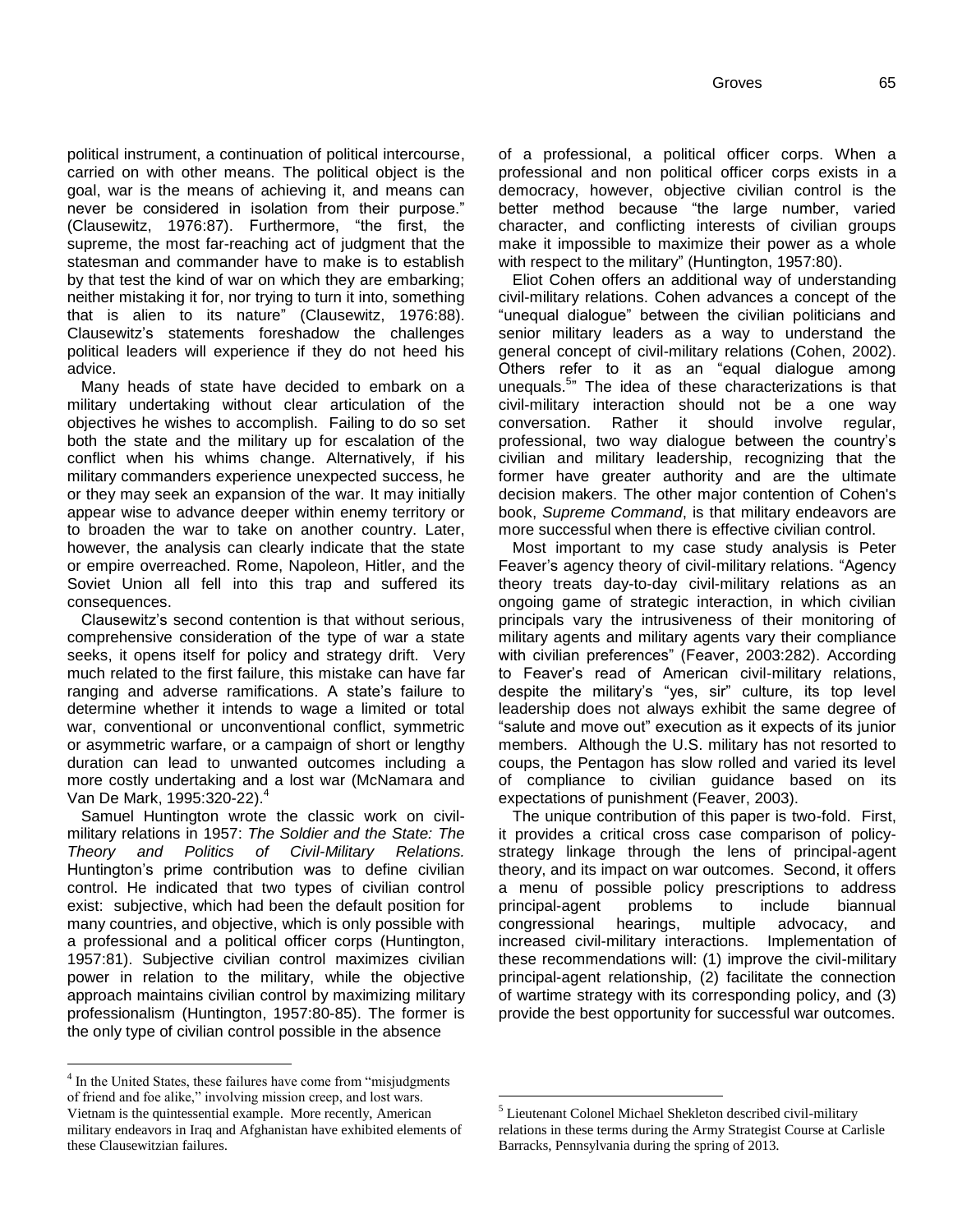political instrument, a continuation of political intercourse, carried on with other means. The political object is the goal, war is the means of achieving it, and means can never be considered in isolation from their purpose." (Clausewitz, 1976:87). Furthermore, "the first, the supreme, the most far-reaching act of judgment that the statesman and commander have to make is to establish by that test the kind of war on which they are embarking; neither mistaking it for, nor trying to turn it into, something that is alien to its nature" (Clausewitz, 1976:88). Clausewitz's statements foreshadow the challenges political leaders will experience if they do not heed his advice.

Many heads of state have decided to embark on a military undertaking without clear articulation of the objectives he wishes to accomplish. Failing to do so set both the state and the military up for escalation of the conflict when his whims change. Alternatively, if his military commanders experience unexpected success, he or they may seek an expansion of the war. It may initially appear wise to advance deeper within enemy territory or to broaden the war to take on another country. Later, however, the analysis can clearly indicate that the state or empire overreached. Rome, Napoleon, Hitler, and the Soviet Union all fell into this trap and suffered its consequences.

Clausewitz's second contention is that without serious, comprehensive consideration of the type of war a state seeks, it opens itself for policy and strategy drift. Very much related to the first failure, this mistake can have far ranging and adverse ramifications. A state's failure to determine whether it intends to wage a limited or total war, conventional or unconventional conflict, symmetric or asymmetric warfare, or a campaign of short or lengthy duration can lead to unwanted outcomes including a more costly undertaking and a lost war (McNamara and Van De Mark, 1995:320-22).[4]

Samuel Huntington wrote the classic work on civil-military relations in 1957: *The Soldier and the State: The Theory and Politics of Civil-Military Relations.* Huntington's prime contribution was to define civilian control. He indicated that two types of civilian control exist: subjective, which had been the default position for many countries, and objective, which is only possible with a professional and a political officer corps (Huntington, 1957:81). Subjective civilian control maximizes civilian power in relation to the military, while the objective approach maintains civilian control by maximizing military professionalism (Huntington, 1957:80-85). The former is the only type of civilian control possible in the absence of a professional, a political officer corps. When a professional and non political officer corps exists in a democracy, however, objective civilian control is the better method because "the large number, varied character, and conflicting interests of civilian groups make it impossible to maximize their power as a whole with respect to the military" (Huntington, 1957:80).

Eliot Cohen offers an additional way of understanding civil-military relations. Cohen advances a concept of the "unequal dialogue" between the civilian politicians and senior military leaders as a way to understand the general concept of civil-military relations (Cohen, 2002). Others refer to it as an "equal dialogue among unequals.[5]" The idea of these characterizations is that civil-military interaction should not be a one way conversation. Rather it should involve regular, professional, two way dialogue between the country's civilian and military leadership, recognizing that the former have greater authority and are the ultimate decision makers. The other major contention of Cohen's book, *Supreme Command*, is that military endeavors are more successful when there is effective civilian control.

Most important to my case study analysis is Peter Feaver's agency theory of civil-military relations. "Agency theory treats day-to-day civil-military relations as an ongoing game of strategic interaction, in which civilian principals vary the intrusiveness of their monitoring of military agents and military agents vary their compliance with civilian preferences" (Feaver, 2003:282). According to Feaver's read of American civil-military relations, despite the military's "yes, sir" culture, its top level leadership does not always exhibit the same degree of "salute and move out" execution as it expects of its junior members. Although the U.S. military has not resorted to coups, the Pentagon has slow rolled and varied its level of compliance to civilian guidance based on its expectations of punishment (Feaver, 2003).

The unique contribution of this paper is two-fold. First, it provides a critical cross case comparison of policy-strategy linkage through the lens of principal-agent theory, and its impact on war outcomes. Second, it offers a menu of possible policy prescriptions to address principal-agent problems to include biannual congressional hearings, multiple advocacy, and increased civil-military interactions. Implementation of these recommendations will: (1) improve the civil-military principal-agent relationship, (2) facilitate the connection of wartime strategy with its corresponding policy, and (3) provide the best opportunity for successful war outcomes.

---

[4] In the United States, these failures have come from "misjudgments of friend and foe alike," involving mission creep, and lost wars. Vietnam is the quintessential example. More recently, American military endeavors in Iraq and Afghanistan have exhibited elements of these Clausewitzian failures.

[5] Lieutenant Colonel Michael Shekleton described civil-military relations in these terms during the Army Strategist Course at Carlisle Barracks, Pennsylvania during the spring of 2013.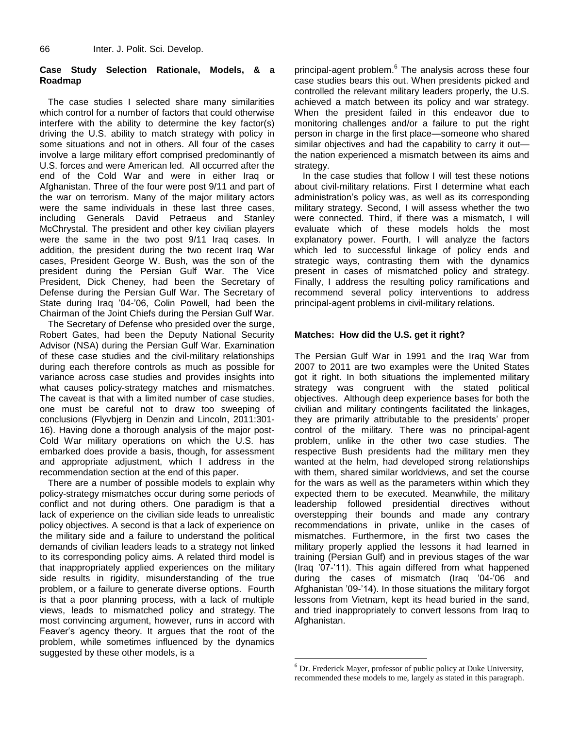### Case Study Selection Rationale, Models, & a Roadmap

The case studies I selected share many similarities which control for a number of factors that could otherwise interfere with the ability to determine the key factor(s) driving the U.S. ability to match strategy with policy in some situations and not in others. All four of the cases involve a large military effort comprised predominantly of U.S. forces and were American led. All occurred after the end of the Cold War and were in either Iraq or Afghanistan. Three of the four were post 9/11 and part of the war on terrorism. Many of the major military actors were the same individuals in these last three cases, including Generals David Petraeus and Stanley McChrystal. The president and other key civilian players were the same in the two post 9/11 Iraq cases. In addition, the president during the two recent Iraq War cases, President George W. Bush, was the son of the president during the Persian Gulf War. The Vice President, Dick Cheney, had been the Secretary of Defense during the Persian Gulf War. The Secretary of State during Iraq '04-'06, Colin Powell, had been the Chairman of the Joint Chiefs during the Persian Gulf War.

The Secretary of Defense who presided over the surge, Robert Gates, had been the Deputy National Security Advisor (NSA) during the Persian Gulf War. Examination of these case studies and the civil-military relationships during each therefore controls as much as possible for variance across case studies and provides insights into what causes policy-strategy matches and mismatches. The caveat is that with a limited number of case studies, one must be careful not to draw too sweeping of conclusions (Flyvbjerg in Denzin and Lincoln, 2011:301-16). Having done a thorough analysis of the major post-Cold War military operations on which the U.S. has embarked does provide a basis, though, for assessment and appropriate adjustment, which I address in the recommendation section at the end of this paper.

There are a number of possible models to explain why policy-strategy mismatches occur during some periods of conflict and not during others. One paradigm is that a lack of experience on the civilian side leads to unrealistic policy objectives. A second is that a lack of experience on the military side and a failure to understand the political demands of civilian leaders leads to a strategy not linked to its corresponding policy aims. A related third model is that inappropriately applied experiences on the military side results in rigidity, misunderstanding of the true problem, or a failure to generate diverse options. Fourth is that a poor planning process, with a lack of multiple views, leads to mismatched policy and strategy. The most convincing argument, however, runs in accord with Feaver's agency theory. It argues that the root of the problem, while sometimes influenced by the dynamics suggested by these other models, is a principal-agent problem.[6] The analysis across these four case studies bears this out. When presidents picked and controlled the relevant military leaders properly, the U.S. achieved a match between its policy and war strategy. When the president failed in this endeavor due to monitoring challenges and/or a failure to put the right person in charge in the first place—someone who shared similar objectives and had the capability to carry it out—the nation experienced a mismatch between its aims and strategy.

In the case studies that follow I will test these notions about civil-military relations. First I determine what each administration's policy was, as well as its corresponding military strategy. Second, I will assess whether the two were connected. Third, if there was a mismatch, I will evaluate which of these models holds the most explanatory power. Fourth, I will analyze the factors which led to successful linkage of policy ends and strategic ways, contrasting them with the dynamics present in cases of mismatched policy and strategy. Finally, I address the resulting policy ramifications and recommend several policy interventions to address principal-agent problems in civil-military relations.

### Matches: How did the U.S. get it right?

The Persian Gulf War in 1991 and the Iraq War from 2007 to 2011 are two examples were the United States got it right. In both situations the implemented military strategy was congruent with the stated political objectives. Although deep experience bases for both the civilian and military contingents facilitated the linkages, they are primarily attributable to the presidents' proper control of the military. There was no principal-agent problem, unlike in the other two case studies. The respective Bush presidents had the military men they wanted at the helm, had developed strong relationships with them, shared similar worldviews, and set the course for the wars as well as the parameters within which they expected them to be executed. Meanwhile, the military leadership followed presidential directives without overstepping their bounds and made any contrary recommendations in private, unlike in the cases of mismatches. Furthermore, in the first two cases the military properly applied the lessons it had learned in training (Persian Gulf) and in previous stages of the war (Iraq '07-'11). This again differed from what happened during the cases of mismatch (Iraq '04-'06 and Afghanistan '09-'14). In those situations the military forgot lessons from Vietnam, kept its head buried in the sand, and tried inappropriately to convert lessons from Iraq to Afghanistan.

---

[6] Dr. Frederick Mayer, professor of public policy at Duke University, recommended these models to me, largely as stated in this paragraph.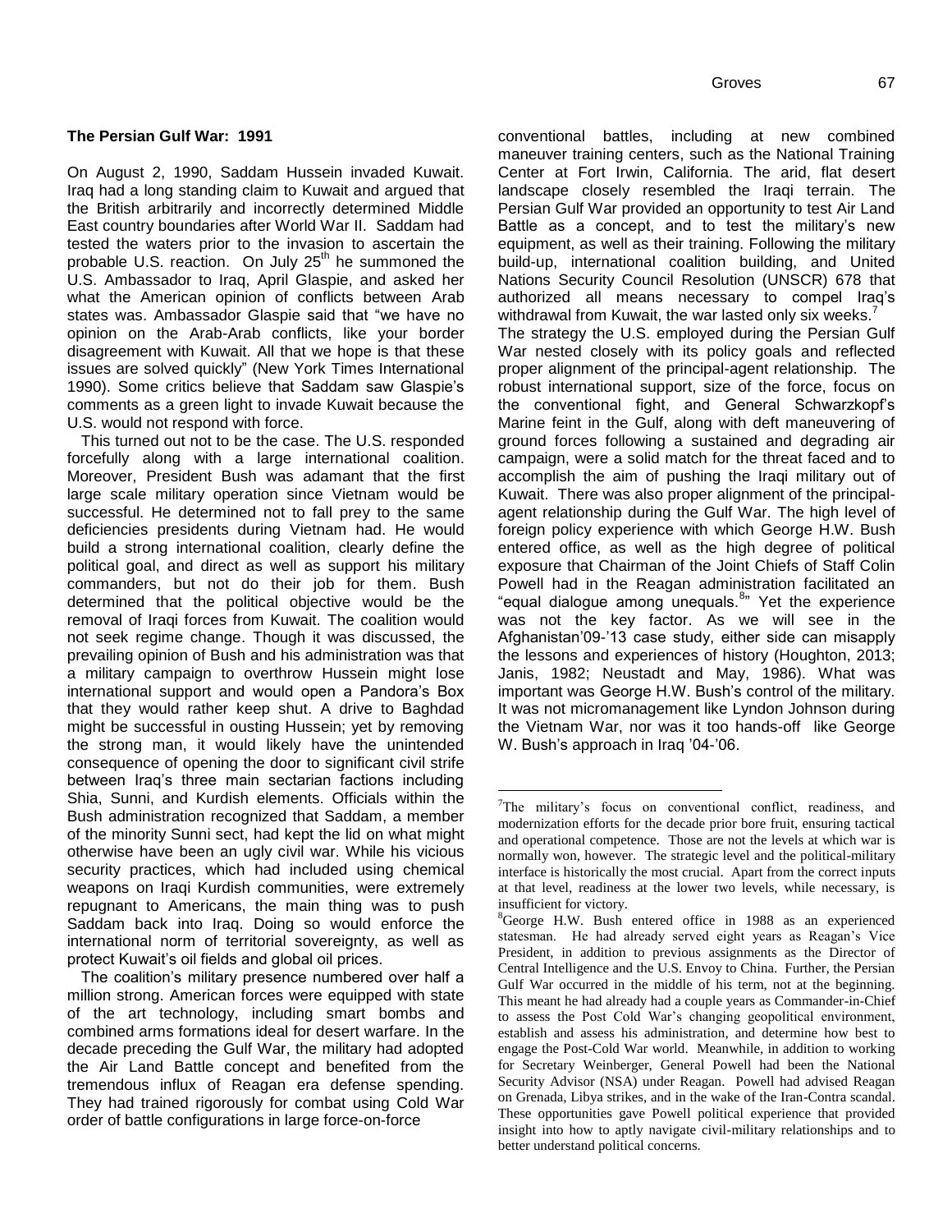**The Persian Gulf War: 1991**

On August 2, 1990, Saddam Hussein invaded Kuwait. Iraq had a long standing claim to Kuwait and argued that the British arbitrarily and incorrectly determined Middle East country boundaries after World War II. Saddam had tested the waters prior to the invasion to ascertain the probable U.S. reaction. On July 25th he summoned the U.S. Ambassador to Iraq, April Glaspie, and asked her what the American opinion of conflicts between Arab states was. Ambassador Glaspie said that "we have no opinion on the Arab-Arab conflicts, like your border disagreement with Kuwait. All that we hope is that these issues are solved quickly" (New York Times International 1990). Some critics believe that Saddam saw Glaspie's comments as a green light to invade Kuwait because the U.S. would not respond with force.

This turned out not to be the case. The U.S. responded forcefully along with a large international coalition. Moreover, President Bush was adamant that the first large scale military operation since Vietnam would be successful. He determined not to fall prey to the same deficiencies presidents during Vietnam had. He would build a strong international coalition, clearly define the political goal, and direct as well as support his military commanders, but not do their job for them. Bush determined that the political objective would be the removal of Iraqi forces from Kuwait. The coalition would not seek regime change. Though it was discussed, the prevailing opinion of Bush and his administration was that a military campaign to overthrow Hussein might lose international support and would open a Pandora's Box that they would rather keep shut. A drive to Baghdad might be successful in ousting Hussein; yet by removing the strong man, it would likely have the unintended consequence of opening the door to significant civil strife between Iraq's three main sectarian factions including Shia, Sunni, and Kurdish elements. Officials within the Bush administration recognized that Saddam, a member of the minority Sunni sect, had kept the lid on what might otherwise have been an ugly civil war. While his vicious security practices, which had included using chemical weapons on Iraqi Kurdish communities, were extremely repugnant to Americans, the main thing was to push Saddam back into Iraq. Doing so would enforce the international norm of territorial sovereignty, as well as protect Kuwait's oil fields and global oil prices.

The coalition's military presence numbered over half a million strong. American forces were equipped with state of the art technology, including smart bombs and combined arms formations ideal for desert warfare. In the decade preceding the Gulf War, the military had adopted the Air Land Battle concept and benefited from the tremendous influx of Reagan era defense spending. They had trained rigorously for combat using Cold War order of battle configurations in large force-on-force conventional battles, including at new combined maneuver training centers, such as the National Training Center at Fort Irwin, California. The arid, flat desert landscape closely resembled the Iraqi terrain. The Persian Gulf War provided an opportunity to test Air Land Battle as a concept, and to test the military's new equipment, as well as their training. Following the military build-up, international coalition building, and United Nations Security Council Resolution (UNSCR) 678 that authorized all means necessary to compel Iraq's withdrawal from Kuwait, the war lasted only six weeks.[7]

The strategy the U.S. employed during the Persian Gulf War nested closely with its policy goals and reflected proper alignment of the principal-agent relationship. The robust international support, size of the force, focus on the conventional fight, and General Schwarzkopf's Marine feint in the Gulf, along with deft maneuvering of ground forces following a sustained and degrading air campaign, were a solid match for the threat faced and to accomplish the aim of pushing the Iraqi military out of Kuwait. There was also proper alignment of the principal-agent relationship during the Gulf War. The high level of foreign policy experience with which George H.W. Bush entered office, as well as the high degree of political exposure that Chairman of the Joint Chiefs of Staff Colin Powell had in the Reagan administration facilitated an "equal dialogue among unequals.[8]" Yet the experience was not the key factor. As we will see in the Afghanistan'09-'13 case study, either side can misapply the lessons and experiences of history (Houghton, 2013; Janis, 1982; Neustadt and May, 1986). What was important was George H.W. Bush's control of the military. It was not micromanagement like Lyndon Johnson during the Vietnam War, nor was it too hands-off like George W. Bush's approach in Iraq '04-'06.

---

[7] The military's focus on conventional conflict, readiness, and modernization efforts for the decade prior bore fruit, ensuring tactical and operational competence. Those are not the levels at which war is normally won, however. The strategic level and the political-military interface is historically the most crucial. Apart from the correct inputs at that level, readiness at the lower two levels, while necessary, is insufficient for victory.

[8] George H.W. Bush entered office in 1988 as an experienced statesman. He had already served eight years as Reagan's Vice President, in addition to previous assignments as the Director of Central Intelligence and the U.S. Envoy to China. Further, the Persian Gulf War occurred in the middle of his term, not at the beginning. This meant he had already had a couple years as Commander-in-Chief to assess the Post Cold War's changing geopolitical environment, establish and assess his administration, and determine how best to engage the Post-Cold War world. Meanwhile, in addition to working for Secretary Weinberger, General Powell had been the National Security Advisor (NSA) under Reagan. Powell had advised Reagan on Grenada, Libya strikes, and in the wake of the Iran-Contra scandal. These opportunities gave Powell political experience that provided insight into how to aptly navigate civil-military relationships and to better understand political concerns.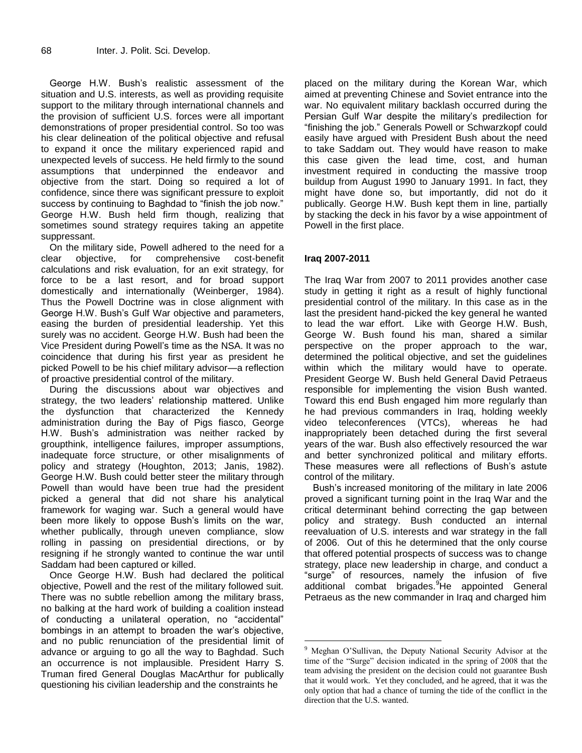George H.W. Bush's realistic assessment of the situation and U.S. interests, as well as providing requisite support to the military through international channels and the provision of sufficient U.S. forces were all important demonstrations of proper presidential control. So too was his clear delineation of the political objective and refusal to expand it once the military experienced rapid and unexpected levels of success. He held firmly to the sound assumptions that underpinned the endeavor and objective from the start. Doing so required a lot of confidence, since there was significant pressure to exploit success by continuing to Baghdad to "finish the job now." George H.W. Bush held firm though, realizing that sometimes sound strategy requires taking an appetite suppressant.

On the military side, Powell adhered to the need for a clear objective, for comprehensive cost-benefit calculations and risk evaluation, for an exit strategy, for force to be a last resort, and for broad support domestically and internationally (Weinberger, 1984). Thus the Powell Doctrine was in close alignment with George H.W. Bush's Gulf War objective and parameters, easing the burden of presidential leadership. Yet this surely was no accident. George H.W. Bush had been the Vice President during Powell's time as the NSA. It was no coincidence that during his first year as president he picked Powell to be his chief military advisor—a reflection of proactive presidential control of the military.

During the discussions about war objectives and strategy, the two leaders' relationship mattered. Unlike the dysfunction that characterized the Kennedy administration during the Bay of Pigs fiasco, George H.W. Bush's administration was neither racked by groupthink, intelligence failures, improper assumptions, inadequate force structure, or other misalignments of policy and strategy (Houghton, 2013; Janis, 1982). George H.W. Bush could better steer the military through Powell than would have been true had the president picked a general that did not share his analytical framework for waging war. Such a general would have been more likely to oppose Bush's limits on the war, whether publically, through uneven compliance, slow rolling in passing on presidential directions, or by resigning if he strongly wanted to continue the war until Saddam had been captured or killed.

Once George H.W. Bush had declared the political objective, Powell and the rest of the military followed suit. There was no subtle rebellion among the military brass, no balking at the hard work of building a coalition instead of conducting a unilateral operation, no "accidental" bombings in an attempt to broaden the war's objective, and no public renunciation of the presidential limit of advance or arguing to go all the way to Baghdad. Such an occurrence is not implausible. President Harry S. Truman fired General Douglas MacArthur for publically questioning his civilian leadership and the constraints he placed on the military during the Korean War, which aimed at preventing Chinese and Soviet entrance into the war. No equivalent military backlash occurred during the Persian Gulf War despite the military's predilection for "finishing the job." Generals Powell or Schwarzkopf could easily have argued with President Bush about the need to take Saddam out. They would have reason to make this case given the lead time, cost, and human investment required in conducting the massive troop buildup from August 1990 to January 1991. In fact, they might have done so, but importantly, did not do it publically. George H.W. Bush kept them in line, partially by stacking the deck in his favor by a wise appointment of Powell in the first place.

## Iraq 2007-2011

The Iraq War from 2007 to 2011 provides another case study in getting it right as a result of highly functional presidential control of the military. In this case as in the last the president hand-picked the key general he wanted to lead the war effort. Like with George H.W. Bush, George W. Bush found his man, shared a similar perspective on the proper approach to the war, determined the political objective, and set the guidelines within which the military would have to operate. President George W. Bush held General David Petraeus responsible for implementing the vision Bush wanted. Toward this end Bush engaged him more regularly than he had previous commanders in Iraq, holding weekly video teleconferences (VTCs), whereas he had inappropriately been detached during the first several years of the war. Bush also effectively resourced the war and better synchronized political and military efforts. These measures were all reflections of Bush's astute control of the military.

Bush's increased monitoring of the military in late 2006 proved a significant turning point in the Iraq War and the critical determinant behind correcting the gap between policy and strategy. Bush conducted an internal reevaluation of U.S. interests and war strategy in the fall of 2006. Out of this he determined that the only course that offered potential prospects of success was to change strategy, place new leadership in charge, and conduct a "surge" of resources, namely the infusion of five additional combat brigades.[9] He appointed General Petraeus as the new commander in Iraq and charged him

---

[9] Meghan O'Sullivan, the Deputy National Security Advisor at the time of the "Surge" decision indicated in the spring of 2008 that the team advising the president on the decision could not guarantee Bush that it would work. Yet they concluded, and he agreed, that it was the only option that had a chance of turning the tide of the conflict in the direction that the U.S. wanted.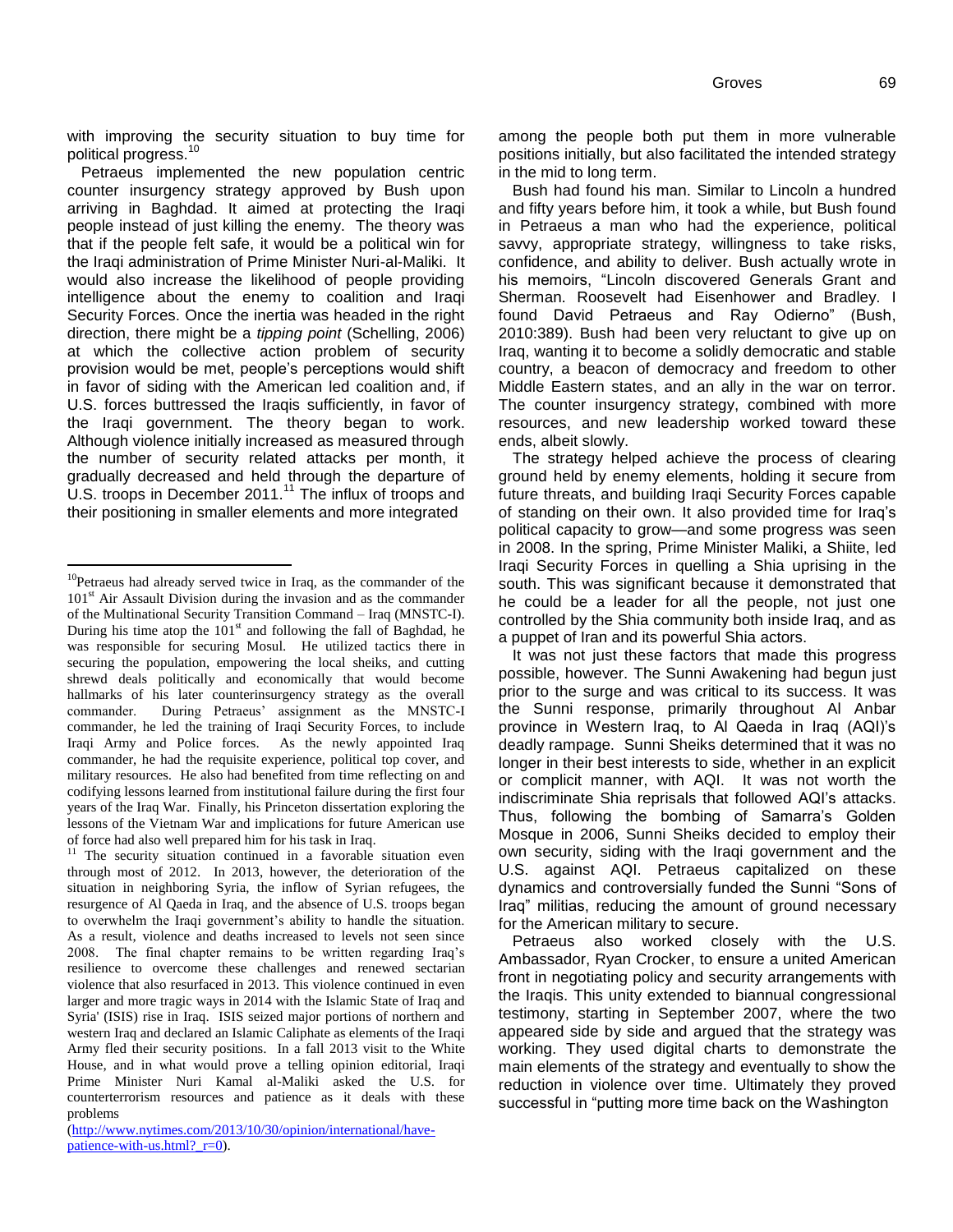with improving the security situation to buy time for political progress.[10]

Petraeus implemented the new population centric counter insurgency strategy approved by Bush upon arriving in Baghdad. It aimed at protecting the Iraqi people instead of just killing the enemy. The theory was that if the people felt safe, it would be a political win for the Iraqi administration of Prime Minister Nuri-al-Maliki. It would also increase the likelihood of people providing intelligence about the enemy to coalition and Iraqi Security Forces. Once the inertia was headed in the right direction, there might be a *tipping point* (Schelling, 2006) at which the collective action problem of security provision would be met, people's perceptions would shift in favor of siding with the American led coalition and, if U.S. forces buttressed the Iraqis sufficiently, in favor of the Iraqi government. The theory began to work. Although violence initially increased as measured through the number of security related attacks per month, it gradually decreased and held through the departure of U.S. troops in December 2011.[11] The influx of troops and their positioning in smaller elements and more integrated among the people both put them in more vulnerable positions initially, but also facilitated the intended strategy in the mid to long term.

Bush had found his man. Similar to Lincoln a hundred and fifty years before him, it took a while, but Bush found in Petraeus a man who had the experience, political savvy, appropriate strategy, willingness to take risks, confidence, and ability to deliver. Bush actually wrote in his memoirs, "Lincoln discovered Generals Grant and Sherman. Roosevelt had Eisenhower and Bradley. I found David Petraeus and Ray Odierno" (Bush, 2010:389). Bush had been very reluctant to give up on Iraq, wanting it to become a solidly democratic and stable country, a beacon of democracy and freedom to other Middle Eastern states, and an ally in the war on terror. The counter insurgency strategy, combined with more resources, and new leadership worked toward these ends, albeit slowly.

The strategy helped achieve the process of clearing ground held by enemy elements, holding it secure from future threats, and building Iraqi Security Forces capable of standing on their own. It also provided time for Iraq's political capacity to grow—and some progress was seen in 2008. In the spring, Prime Minister Maliki, a Shiite, led Iraqi Security Forces in quelling a Shia uprising in the south. This was significant because it demonstrated that he could be a leader for all the people, not just one controlled by the Shia community both inside Iraq, and as a puppet of Iran and its powerful Shia actors.

It was not just these factors that made this progress possible, however. The Sunni Awakening had begun just prior to the surge and was critical to its success. It was the Sunni response, primarily throughout Al Anbar province in Western Iraq, to Al Qaeda in Iraq (AQI)'s deadly rampage. Sunni Sheiks determined that it was no longer in their best interests to side, whether in an explicit or complicit manner, with AQI. It was not worth the indiscriminate Shia reprisals that followed AQI's attacks. Thus, following the bombing of Samarra's Golden Mosque in 2006, Sunni Sheiks decided to employ their own security, siding with the Iraqi government and the U.S. against AQI. Petraeus capitalized on these dynamics and controversially funded the Sunni "Sons of Iraq" militias, reducing the amount of ground necessary for the American military to secure.

Petraeus also worked closely with the U.S. Ambassador, Ryan Crocker, to ensure a united American front in negotiating policy and security arrangements with the Iraqis. This unity extended to biannual congressional testimony, starting in September 2007, where the two appeared side by side and argued that the strategy was working. They used digital charts to demonstrate the main elements of the strategy and eventually to show the reduction in violence over time. Ultimately they proved successful in "putting more time back on the Washington

---

[10] Petraeus had already served twice in Iraq, as the commander of the 101st Air Assault Division during the invasion and as the commander of the Multinational Security Transition Command – Iraq (MNSTC-I). During his time atop the 101st and following the fall of Baghdad, he was responsible for securing Mosul. He utilized tactics there in securing the population, empowering the local sheiks, and cutting shrewd deals politically and economically that would become hallmarks of his later counterinsurgency strategy as the overall commander. During Petraeus' assignment as the MNSTC-I commander, he led the training of Iraqi Security Forces, to include Iraqi Army and Police forces. As the newly appointed Iraq commander, he had the requisite experience, political top cover, and military resources. He also had benefited from time reflecting on and codifying lessons learned from institutional failure during the first four years of the Iraq War. Finally, his Princeton dissertation exploring the lessons of the Vietnam War and implications for future American use of force had also well prepared him for his task in Iraq.

[11] The security situation continued in a favorable situation even through most of 2012. In 2013, however, the deterioration of the situation in neighboring Syria, the inflow of Syrian refugees, the resurgence of Al Qaeda in Iraq, and the absence of U.S. troops began to overwhelm the Iraqi government's ability to handle the situation. As a result, violence and deaths increased to levels not seen since 2008. The final chapter remains to be written regarding Iraq's resilience to overcome these challenges and renewed sectarian violence that also resurfaced in 2013. This violence continued in even larger and more tragic ways in 2014 with the Islamic State of Iraq and Syria' (ISIS) rise in Iraq. ISIS seized major portions of northern and western Iraq and declared an Islamic Caliphate as elements of the Iraqi Army fled their security positions. In a fall 2013 visit to the White House, and in what would prove a telling opinion editorial, Iraqi Prime Minister Nuri Kamal al-Maliki asked the U.S. for counterterrorism resources and patience as it deals with these problems (http://www.nytimes.com/2013/10/30/opinion/international/have-patience-with-us.html?_r=0).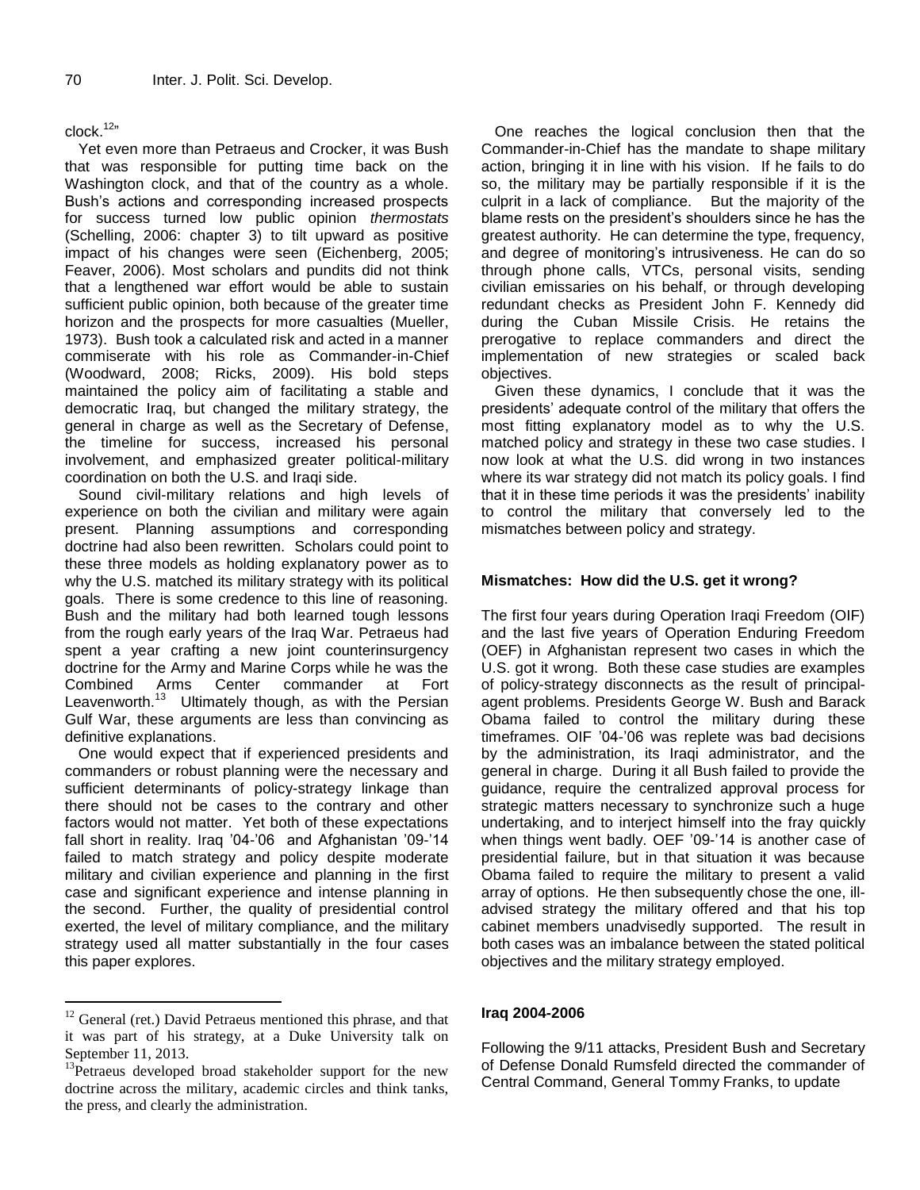clock.[12]"

Yet even more than Petraeus and Crocker, it was Bush that was responsible for putting time back on the Washington clock, and that of the country as a whole. Bush's actions and corresponding increased prospects for success turned low public opinion *thermostats* (Schelling, 2006: chapter 3) to tilt upward as positive impact of his changes were seen (Eichenberg, 2005; Feaver, 2006). Most scholars and pundits did not think that a lengthened war effort would be able to sustain sufficient public opinion, both because of the greater time horizon and the prospects for more casualties (Mueller, 1973). Bush took a calculated risk and acted in a manner commiserate with his role as Commander-in-Chief (Woodward, 2008; Ricks, 2009). His bold steps maintained the policy aim of facilitating a stable and democratic Iraq, but changed the military strategy, the general in charge as well as the Secretary of Defense, the timeline for success, increased his personal involvement, and emphasized greater political-military coordination on both the U.S. and Iraqi side.

Sound civil-military relations and high levels of experience on both the civilian and military were again present. Planning assumptions and corresponding doctrine had also been rewritten. Scholars could point to these three models as holding explanatory power as to why the U.S. matched its military strategy with its political goals. There is some credence to this line of reasoning. Bush and the military had both learned tough lessons from the rough early years of the Iraq War. Petraeus had spent a year crafting a new joint counterinsurgency doctrine for the Army and Marine Corps while he was the Combined Arms Center commander at Fort Leavenworth.[13] Ultimately though, as with the Persian Gulf War, these arguments are less than convincing as definitive explanations.

One would expect that if experienced presidents and commanders or robust planning were the necessary and sufficient determinants of policy-strategy linkage than there should not be cases to the contrary and other factors would not matter. Yet both of these expectations fall short in reality. Iraq '04-'06 and Afghanistan '09-'14 failed to match strategy and policy despite moderate military and civilian experience and planning in the first case and significant experience and intense planning in the second. Further, the quality of presidential control exerted, the level of military compliance, and the military strategy used all matter substantially in the four cases this paper explores.

One reaches the logical conclusion then that the Commander-in-Chief has the mandate to shape military action, bringing it in line with his vision. If he fails to do so, the military may be partially responsible if it is the culprit in a lack of compliance. But the majority of the blame rests on the president's shoulders since he has the greatest authority. He can determine the type, frequency, and degree of monitoring's intrusiveness. He can do so through phone calls, VTCs, personal visits, sending civilian emissaries on his behalf, or through developing redundant checks as President John F. Kennedy did during the Cuban Missile Crisis. He retains the prerogative to replace commanders and direct the implementation of new strategies or scaled back objectives.

Given these dynamics, I conclude that it was the presidents' adequate control of the military that offers the most fitting explanatory model as to why the U.S. matched policy and strategy in these two case studies. I now look at what the U.S. did wrong in two instances where its war strategy did not match its policy goals. I find that it in these time periods it was the presidents' inability to control the military that conversely led to the mismatches between policy and strategy.

**Mismatches: How did the U.S. get it wrong?**

The first four years during Operation Iraqi Freedom (OIF) and the last five years of Operation Enduring Freedom (OEF) in Afghanistan represent two cases in which the U.S. got it wrong. Both these case studies are examples of policy-strategy disconnects as the result of principal-agent problems. Presidents George W. Bush and Barack Obama failed to control the military during these timeframes. OIF '04-'06 was replete was bad decisions by the administration, its Iraqi administrator, and the general in charge. During it all Bush failed to provide the guidance, require the centralized approval process for strategic matters necessary to synchronize such a huge undertaking, and to interject himself into the fray quickly when things went badly. OEF '09-'14 is another case of presidential failure, but in that situation it was because Obama failed to require the military to present a valid array of options. He then subsequently chose the one, ill-advised strategy the military offered and that his top cabinet members unadvisedly supported. The result in both cases was an imbalance between the stated political objectives and the military strategy employed.

**Iraq 2004-2006**

Following the 9/11 attacks, President Bush and Secretary of Defense Donald Rumsfeld directed the commander of Central Command, General Tommy Franks, to update

[12] General (ret.) David Petraeus mentioned this phrase, and that it was part of his strategy, at a Duke University talk on September 11, 2013.

[13] Petraeus developed broad stakeholder support for the new doctrine across the military, academic circles and think tanks, the press, and clearly the administration.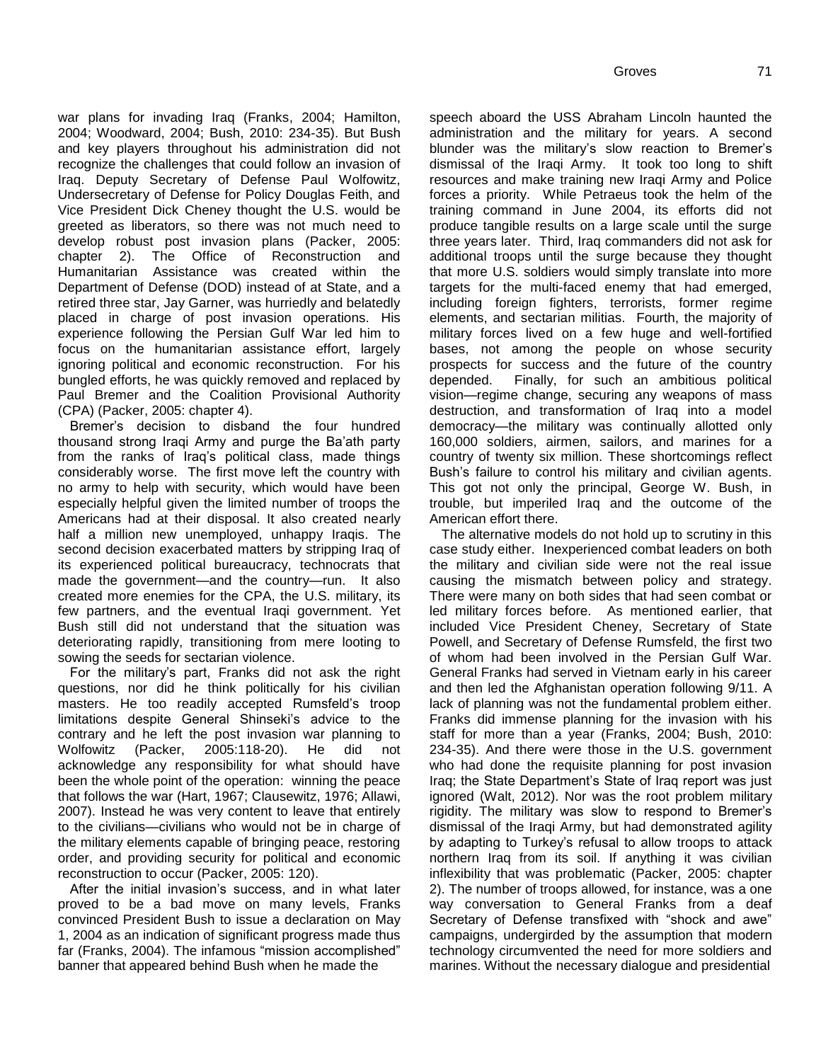war plans for invading Iraq (Franks, 2004; Hamilton, 2004; Woodward, 2004; Bush, 2010: 234-35). But Bush and key players throughout his administration did not recognize the challenges that could follow an invasion of Iraq. Deputy Secretary of Defense Paul Wolfowitz, Undersecretary of Defense for Policy Douglas Feith, and Vice President Dick Cheney thought the U.S. would be greeted as liberators, so there was not much need to develop robust post invasion plans (Packer, 2005: chapter 2). The Office of Reconstruction and Humanitarian Assistance was created within the Department of Defense (DOD) instead of at State, and a retired three star, Jay Garner, was hurriedly and belatedly placed in charge of post invasion operations. His experience following the Persian Gulf War led him to focus on the humanitarian assistance effort, largely ignoring political and economic reconstruction. For his bungled efforts, he was quickly removed and replaced by Paul Bremer and the Coalition Provisional Authority (CPA) (Packer, 2005: chapter 4).

Bremer's decision to disband the four hundred thousand strong Iraqi Army and purge the Ba'ath party from the ranks of Iraq's political class, made things considerably worse. The first move left the country with no army to help with security, which would have been especially helpful given the limited number of troops the Americans had at their disposal. It also created nearly half a million new unemployed, unhappy Iraqis. The second decision exacerbated matters by stripping Iraq of its experienced political bureaucracy, technocrats that made the government—and the country—run. It also created more enemies for the CPA, the U.S. military, its few partners, and the eventual Iraqi government. Yet Bush still did not understand that the situation was deteriorating rapidly, transitioning from mere looting to sowing the seeds for sectarian violence.

For the military's part, Franks did not ask the right questions, nor did he think politically for his civilian masters. He too readily accepted Rumsfeld's troop limitations despite General Shinseki's advice to the contrary and he left the post invasion war planning to Wolfowitz (Packer, 2005:118-20). He did not acknowledge any responsibility for what should have been the whole point of the operation: winning the peace that follows the war (Hart, 1967; Clausewitz, 1976; Allawi, 2007). Instead he was very content to leave that entirely to the civilians—civilians who would not be in charge of the military elements capable of bringing peace, restoring order, and providing security for political and economic reconstruction to occur (Packer, 2005: 120).

After the initial invasion's success, and in what later proved to be a bad move on many levels, Franks convinced President Bush to issue a declaration on May 1, 2004 as an indication of significant progress made thus far (Franks, 2004). The infamous "mission accomplished" banner that appeared behind Bush when he made the speech aboard the USS Abraham Lincoln haunted the administration and the military for years. A second blunder was the military's slow reaction to Bremer's dismissal of the Iraqi Army. It took too long to shift resources and make training new Iraqi Army and Police forces a priority. While Petraeus took the helm of the training command in June 2004, its efforts did not produce tangible results on a large scale until the surge three years later. Third, Iraq commanders did not ask for additional troops until the surge because they thought that more U.S. soldiers would simply translate into more targets for the multi-faced enemy that had emerged, including foreign fighters, terrorists, former regime elements, and sectarian militias. Fourth, the majority of military forces lived on a few huge and well-fortified bases, not among the people on whose security prospects for success and the future of the country depended. Finally, for such an ambitious political vision—regime change, securing any weapons of mass destruction, and transformation of Iraq into a model democracy—the military was continually allotted only 160,000 soldiers, airmen, sailors, and marines for a country of twenty six million. These shortcomings reflect Bush's failure to control his military and civilian agents. This got not only the principal, George W. Bush, in trouble, but imperiled Iraq and the outcome of the American effort there.

The alternative models do not hold up to scrutiny in this case study either. Inexperienced combat leaders on both the military and civilian side were not the real issue causing the mismatch between policy and strategy. There were many on both sides that had seen combat or led military forces before. As mentioned earlier, that included Vice President Cheney, Secretary of State Powell, and Secretary of Defense Rumsfeld, the first two of whom had been involved in the Persian Gulf War. General Franks had served in Vietnam early in his career and then led the Afghanistan operation following 9/11. A lack of planning was not the fundamental problem either. Franks did immense planning for the invasion with his staff for more than a year (Franks, 2004; Bush, 2010: 234-35). And there were those in the U.S. government who had done the requisite planning for post invasion Iraq; the State Department's State of Iraq report was just ignored (Walt, 2012). Nor was the root problem military rigidity. The military was slow to respond to Bremer's dismissal of the Iraqi Army, but had demonstrated agility by adapting to Turkey's refusal to allow troops to attack northern Iraq from its soil. If anything it was civilian inflexibility that was problematic (Packer, 2005: chapter 2). The number of troops allowed, for instance, was a one way conversation to General Franks from a deaf Secretary of Defense transfixed with "shock and awe" campaigns, undergirded by the assumption that modern technology circumvented the need for more soldiers and marines. Without the necessary dialogue and presidential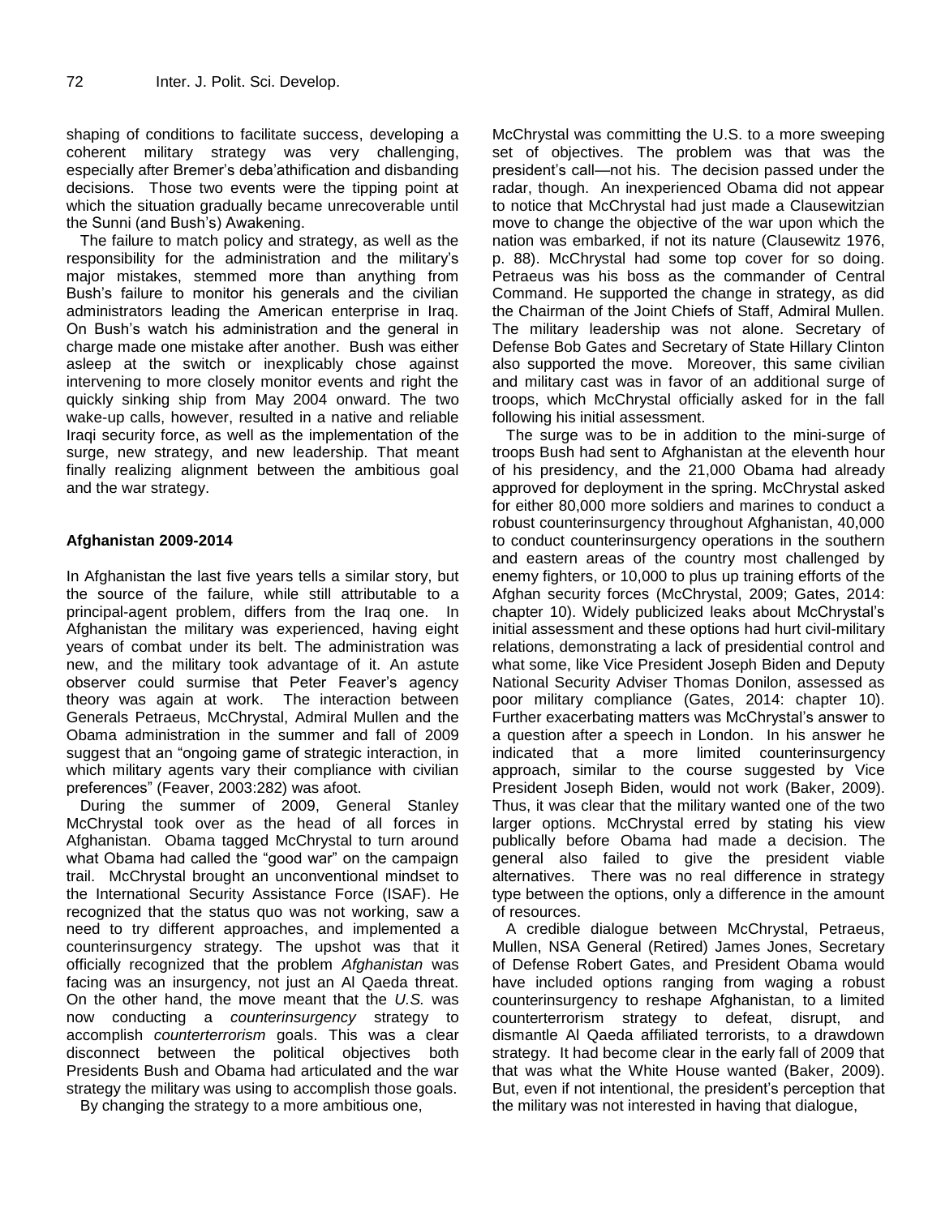shaping of conditions to facilitate success, developing a coherent military strategy was very challenging, especially after Bremer's deba'athification and disbanding decisions. Those two events were the tipping point at which the situation gradually became unrecoverable until the Sunni (and Bush's) Awakening.

The failure to match policy and strategy, as well as the responsibility for the administration and the military's major mistakes, stemmed more than anything from Bush's failure to monitor his generals and the civilian administrators leading the American enterprise in Iraq. On Bush's watch his administration and the general in charge made one mistake after another. Bush was either asleep at the switch or inexplicably chose against intervening to more closely monitor events and right the quickly sinking ship from May 2004 onward. The two wake-up calls, however, resulted in a native and reliable Iraqi security force, as well as the implementation of the surge, new strategy, and new leadership. That meant finally realizing alignment between the ambitious goal and the war strategy.

**Afghanistan 2009-2014**

In Afghanistan the last five years tells a similar story, but the source of the failure, while still attributable to a principal-agent problem, differs from the Iraq one. In Afghanistan the military was experienced, having eight years of combat under its belt. The administration was new, and the military took advantage of it. An astute observer could surmise that Peter Feaver's agency theory was again at work. The interaction between Generals Petraeus, McChrystal, Admiral Mullen and the Obama administration in the summer and fall of 2009 suggest that an "ongoing game of strategic interaction, in which military agents vary their compliance with civilian preferences" (Feaver, 2003:282) was afoot.

During the summer of 2009, General Stanley McChrystal took over as the head of all forces in Afghanistan. Obama tagged McChrystal to turn around what Obama had called the "good war" on the campaign trail. McChrystal brought an unconventional mindset to the International Security Assistance Force (ISAF). He recognized that the status quo was not working, saw a need to try different approaches, and implemented a counterinsurgency strategy. The upshot was that it officially recognized that the problem *Afghanistan* was facing was an insurgency, not just an Al Qaeda threat. On the other hand, the move meant that the *U.S.* was now conducting a *counterinsurgency* strategy to accomplish *counterterrorism* goals. This was a clear disconnect between the political objectives both Presidents Bush and Obama had articulated and the war strategy the military was using to accomplish those goals.

By changing the strategy to a more ambitious one, McChrystal was committing the U.S. to a more sweeping set of objectives. The problem was that was the president's call—not his. The decision passed under the radar, though. An inexperienced Obama did not appear to notice that McChrystal had just made a Clausewitzian move to change the objective of the war upon which the nation was embarked, if not its nature (Clausewitz 1976, p. 88). McChrystal had some top cover for so doing. Petraeus was his boss as the commander of Central Command. He supported the change in strategy, as did the Chairman of the Joint Chiefs of Staff, Admiral Mullen. The military leadership was not alone. Secretary of Defense Bob Gates and Secretary of State Hillary Clinton also supported the move. Moreover, this same civilian and military cast was in favor of an additional surge of troops, which McChrystal officially asked for in the fall following his initial assessment.

The surge was to be in addition to the mini-surge of troops Bush had sent to Afghanistan at the eleventh hour of his presidency, and the 21,000 Obama had already approved for deployment in the spring. McChrystal asked for either 80,000 more soldiers and marines to conduct a robust counterinsurgency throughout Afghanistan, 40,000 to conduct counterinsurgency operations in the southern and eastern areas of the country most challenged by enemy fighters, or 10,000 to plus up training efforts of the Afghan security forces (McChrystal, 2009; Gates, 2014: chapter 10). Widely publicized leaks about McChrystal's initial assessment and these options had hurt civil-military relations, demonstrating a lack of presidential control and what some, like Vice President Joseph Biden and Deputy National Security Adviser Thomas Donilon, assessed as poor military compliance (Gates, 2014: chapter 10). Further exacerbating matters was McChrystal's answer to a question after a speech in London. In his answer he indicated that a more limited counterinsurgency approach, similar to the course suggested by Vice President Joseph Biden, would not work (Baker, 2009). Thus, it was clear that the military wanted one of the two larger options. McChrystal erred by stating his view publically before Obama had made a decision. The general also failed to give the president viable alternatives. There was no real difference in strategy type between the options, only a difference in the amount of resources.

A credible dialogue between McChrystal, Petraeus, Mullen, NSA General (Retired) James Jones, Secretary of Defense Robert Gates, and President Obama would have included options ranging from waging a robust counterinsurgency to reshape Afghanistan, to a limited counterterrorism strategy to defeat, disrupt, and dismantle Al Qaeda affiliated terrorists, to a drawdown strategy. It had become clear in the early fall of 2009 that that was what the White House wanted (Baker, 2009). But, even if not intentional, the president's perception that the military was not interested in having that dialogue,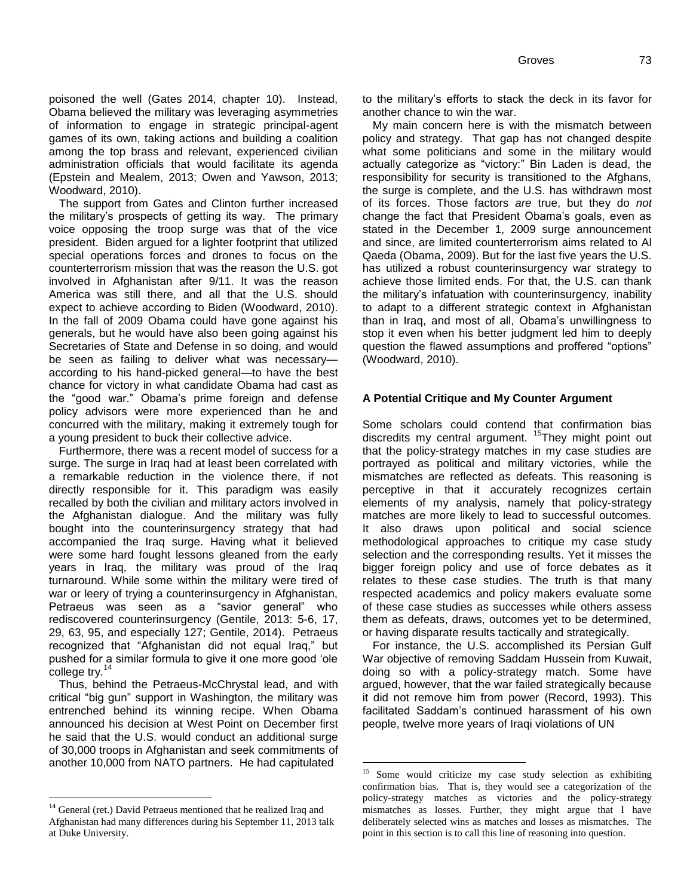poisoned the well (Gates 2014, chapter 10). Instead, Obama believed the military was leveraging asymmetries of information to engage in strategic principal-agent games of its own, taking actions and building a coalition among the top brass and relevant, experienced civilian administration officials that would facilitate its agenda (Epstein and Mealem, 2013; Owen and Yawson, 2013; Woodward, 2010).

The support from Gates and Clinton further increased the military's prospects of getting its way. The primary voice opposing the troop surge was that of the vice president. Biden argued for a lighter footprint that utilized special operations forces and drones to focus on the counterterrorism mission that was the reason the U.S. got involved in Afghanistan after 9/11. It was the reason America was still there, and all that the U.S. should expect to achieve according to Biden (Woodward, 2010). In the fall of 2009 Obama could have gone against his generals, but he would have also been going against his Secretaries of State and Defense in so doing, and would be seen as failing to deliver what was necessary—according to his hand-picked general—to have the best chance for victory in what candidate Obama had cast as the "good war." Obama's prime foreign and defense policy advisors were more experienced than he and concurred with the military, making it extremely tough for a young president to buck their collective advice.

Furthermore, there was a recent model of success for a surge. The surge in Iraq had at least been correlated with a remarkable reduction in the violence there, if not directly responsible for it. This paradigm was easily recalled by both the civilian and military actors involved in the Afghanistan dialogue. And the military was fully bought into the counterinsurgency strategy that had accompanied the Iraq surge. Having what it believed were some hard fought lessons gleaned from the early years in Iraq, the military was proud of the Iraq turnaround. While some within the military were tired of war or leery of trying a counterinsurgency in Afghanistan, Petraeus was seen as a "savior general" who rediscovered counterinsurgency (Gentile, 2013: 5-6, 17, 29, 63, 95, and especially 127; Gentile, 2014). Petraeus recognized that "Afghanistan did not equal Iraq," but pushed for a similar formula to give it one more good 'ole college try.[14]

Thus, behind the Petraeus-McChrystal lead, and with critical "big gun" support in Washington, the military was entrenched behind its winning recipe. When Obama announced his decision at West Point on December first he said that the U.S. would conduct an additional surge of 30,000 troops in Afghanistan and seek commitments of another 10,000 from NATO partners. He had capitulated to the military's efforts to stack the deck in its favor for another chance to win the war.

My main concern here is with the mismatch between policy and strategy. That gap has not changed despite what some politicians and some in the military would actually categorize as "victory:" Bin Laden is dead, the responsibility for security is transitioned to the Afghans, the surge is complete, and the U.S. has withdrawn most of its forces. Those factors *are* true, but they do *not* change the fact that President Obama's goals, even as stated in the December 1, 2009 surge announcement and since, are limited counterterrorism aims related to Al Qaeda (Obama, 2009). But for the last five years the U.S. has utilized a robust counterinsurgency war strategy to achieve those limited ends. For that, the U.S. can thank the military's infatuation with counterinsurgency, inability to adapt to a different strategic context in Afghanistan than in Iraq, and most of all, Obama's unwillingness to stop it even when his better judgment led him to deeply question the flawed assumptions and proffered "options" (Woodward, 2010).

### A Potential Critique and My Counter Argument

Some scholars could contend that confirmation bias discredits my central argument. [15]They might point out that the policy-strategy matches in my case studies are portrayed as political and military victories, while the mismatches are reflected as defeats. This reasoning is perceptive in that it accurately recognizes certain elements of my analysis, namely that policy-strategy matches are more likely to lead to successful outcomes. It also draws upon political and social science methodological approaches to critique my case study selection and the corresponding results. Yet it misses the bigger foreign policy and use of force debates as it relates to these case studies. The truth is that many respected academics and policy makers evaluate some of these case studies as successes while others assess them as defeats, draws, outcomes yet to be determined, or having disparate results tactically and strategically.

For instance, the U.S. accomplished its Persian Gulf War objective of removing Saddam Hussein from Kuwait, doing so with a policy-strategy match. Some have argued, however, that the war failed strategically because it did not remove him from power (Record, 1993). This facilitated Saddam's continued harassment of his own people, twelve more years of Iraqi violations of UN

---

[14] General (ret.) David Petraeus mentioned that he realized Iraq and Afghanistan had many differences during his September 11, 2013 talk at Duke University.

[15] Some would criticize my case study selection as exhibiting confirmation bias. That is, they would see a categorization of the policy-strategy matches as victories and the policy-strategy mismatches as losses. Further, they might argue that I have deliberately selected wins as matches and losses as mismatches. The point in this section is to call this line of reasoning into question.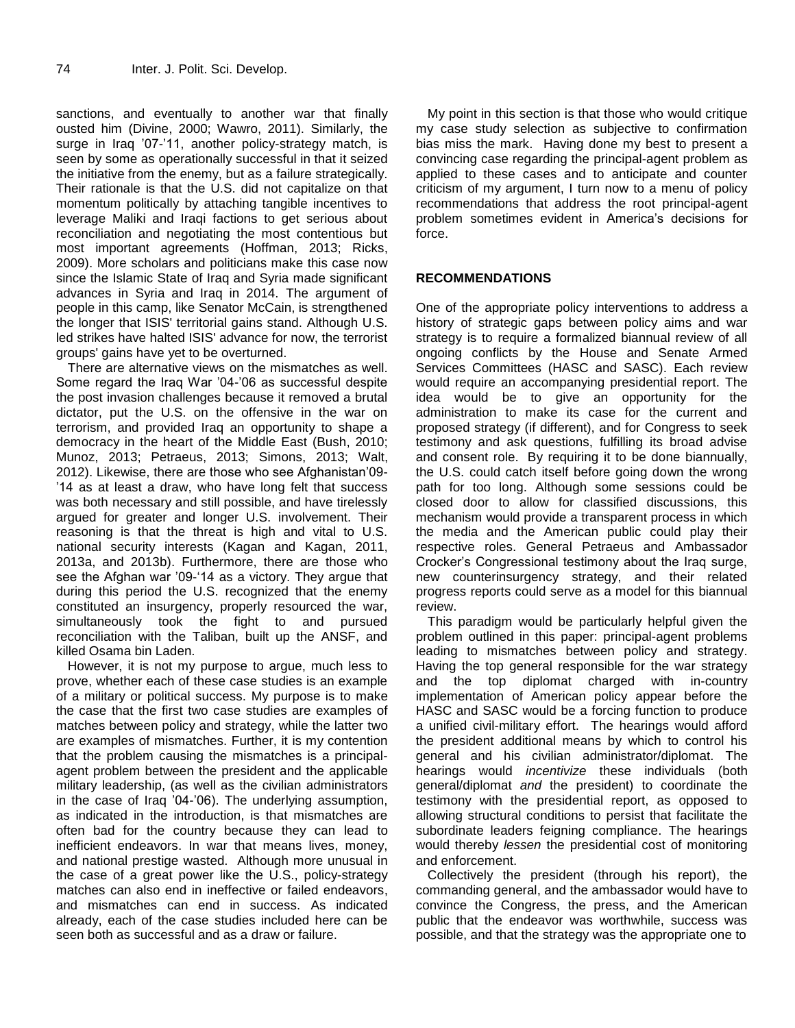sanctions, and eventually to another war that finally ousted him (Divine, 2000; Wawro, 2011). Similarly, the surge in Iraq '07-'11, another policy-strategy match, is seen by some as operationally successful in that it seized the initiative from the enemy, but as a failure strategically. Their rationale is that the U.S. did not capitalize on that momentum politically by attaching tangible incentives to leverage Maliki and Iraqi factions to get serious about reconciliation and negotiating the most contentious but most important agreements (Hoffman, 2013; Ricks, 2009). More scholars and politicians make this case now since the Islamic State of Iraq and Syria made significant advances in Syria and Iraq in 2014. The argument of people in this camp, like Senator McCain, is strengthened the longer that ISIS' territorial gains stand. Although U.S. led strikes have halted ISIS' advance for now, the terrorist groups' gains have yet to be overturned.

There are alternative views on the mismatches as well. Some regard the Iraq War '04-'06 as successful despite the post invasion challenges because it removed a brutal dictator, put the U.S. on the offensive in the war on terrorism, and provided Iraq an opportunity to shape a democracy in the heart of the Middle East (Bush, 2010; Munoz, 2013; Petraeus, 2013; Simons, 2013; Walt, 2012). Likewise, there are those who see Afghanistan'09-'14 as at least a draw, who have long felt that success was both necessary and still possible, and have tirelessly argued for greater and longer U.S. involvement. Their reasoning is that the threat is high and vital to U.S. national security interests (Kagan and Kagan, 2011, 2013a, and 2013b). Furthermore, there are those who see the Afghan war '09-'14 as a victory. They argue that during this period the U.S. recognized that the enemy constituted an insurgency, properly resourced the war, simultaneously took the fight to and pursued reconciliation with the Taliban, built up the ANSF, and killed Osama bin Laden.

However, it is not my purpose to argue, much less to prove, whether each of these case studies is an example of a military or political success. My purpose is to make the case that the first two case studies are examples of matches between policy and strategy, while the latter two are examples of mismatches. Further, it is my contention that the problem causing the mismatches is a principal-agent problem between the president and the applicable military leadership, (as well as the civilian administrators in the case of Iraq '04-'06). The underlying assumption, as indicated in the introduction, is that mismatches are often bad for the country because they can lead to inefficient endeavors. In war that means lives, money, and national prestige wasted. Although more unusual in the case of a great power like the U.S., policy-strategy matches can also end in ineffective or failed endeavors, and mismatches can end in success. As indicated already, each of the case studies included here can be seen both as successful and as a draw or failure.

My point in this section is that those who would critique my case study selection as subjective to confirmation bias miss the mark. Having done my best to present a convincing case regarding the principal-agent problem as applied to these cases and to anticipate and counter criticism of my argument, I turn now to a menu of policy recommendations that address the root principal-agent problem sometimes evident in America's decisions for force.

## RECOMMENDATIONS

One of the appropriate policy interventions to address a history of strategic gaps between policy aims and war strategy is to require a formalized biannual review of all ongoing conflicts by the House and Senate Armed Services Committees (HASC and SASC). Each review would require an accompanying presidential report. The idea would be to give an opportunity for the administration to make its case for the current and proposed strategy (if different), and for Congress to seek testimony and ask questions, fulfilling its broad advise and consent role. By requiring it to be done biannually, the U.S. could catch itself before going down the wrong path for too long. Although some sessions could be closed door to allow for classified discussions, this mechanism would provide a transparent process in which the media and the American public could play their respective roles. General Petraeus and Ambassador Crocker's Congressional testimony about the Iraq surge, new counterinsurgency strategy, and their related progress reports could serve as a model for this biannual review.

This paradigm would be particularly helpful given the problem outlined in this paper: principal-agent problems leading to mismatches between policy and strategy. Having the top general responsible for the war strategy and the top diplomat charged with in-country implementation of American policy appear before the HASC and SASC would be a forcing function to produce a unified civil-military effort. The hearings would afford the president additional means by which to control his general and his civilian administrator/diplomat. The hearings would *incentivize* these individuals (both general/diplomat *and* the president) to coordinate the testimony with the presidential report, as opposed to allowing structural conditions to persist that facilitate the subordinate leaders feigning compliance. The hearings would thereby *lessen* the presidential cost of monitoring and enforcement.

Collectively the president (through his report), the commanding general, and the ambassador would have to convince the Congress, the press, and the American public that the endeavor was worthwhile, success was possible, and that the strategy was the appropriate one to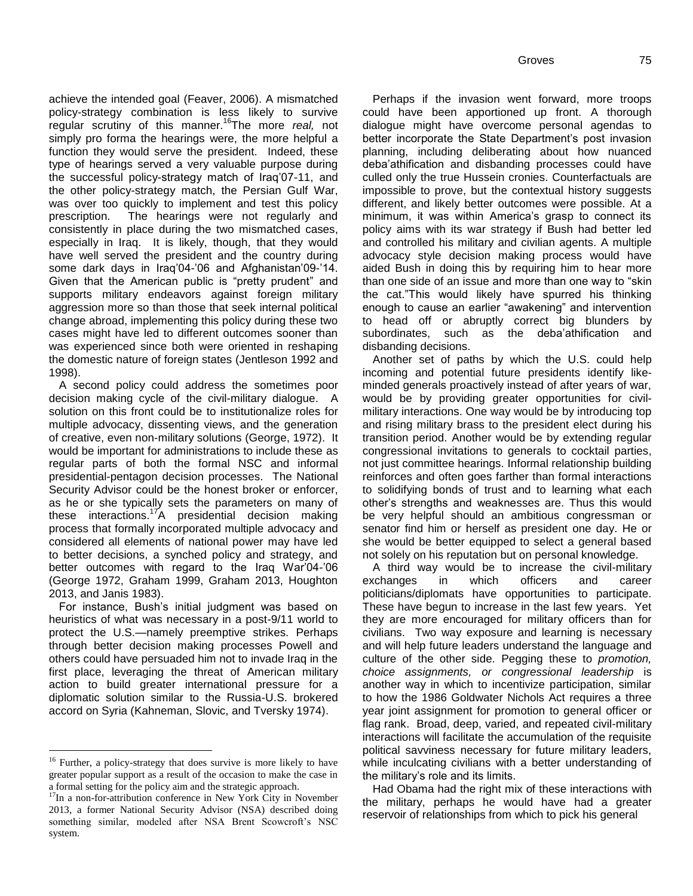achieve the intended goal (Feaver, 2006). A mismatched policy-strategy combination is less likely to survive regular scrutiny of this manner.[16] The more *real,* not simply pro forma the hearings were, the more helpful a function they would serve the president. Indeed, these type of hearings served a very valuable purpose during the successful policy-strategy match of Iraq'07-11, and the other policy-strategy match, the Persian Gulf War, was over too quickly to implement and test this policy prescription. The hearings were not regularly and consistently in place during the two mismatched cases, especially in Iraq. It is likely, though, that they would have well served the president and the country during some dark days in Iraq'04-'06 and Afghanistan'09-'14. Given that the American public is "pretty prudent" and supports military endeavors against foreign military aggression more so than those that seek internal political change abroad, implementing this policy during these two cases might have led to different outcomes sooner than was experienced since both were oriented in reshaping the domestic nature of foreign states (Jentleson 1992 and 1998).

A second policy could address the sometimes poor decision making cycle of the civil-military dialogue. A solution on this front could be to institutionalize roles for multiple advocacy, dissenting views, and the generation of creative, even non-military solutions (George, 1972). It would be important for administrations to include these as regular parts of both the formal NSC and informal presidential-pentagon decision processes. The National Security Advisor could be the honest broker or enforcer, as he or she typically sets the parameters on many of these interactions.[17] A presidential decision making process that formally incorporated multiple advocacy and considered all elements of national power may have led to better decisions, a synched policy and strategy, and better outcomes with regard to the Iraq War'04-'06 (George 1972, Graham 1999, Graham 2013, Houghton 2013, and Janis 1983).

For instance, Bush's initial judgment was based on heuristics of what was necessary in a post-9/11 world to protect the U.S.—namely preemptive strikes. Perhaps through better decision making processes Powell and others could have persuaded him not to invade Iraq in the first place, leveraging the threat of American military action to build greater international pressure for a diplomatic solution similar to the Russia-U.S. brokered accord on Syria (Kahneman, Slovic, and Tversky 1974).

Perhaps if the invasion went forward, more troops could have been apportioned up front. A thorough dialogue might have overcome personal agendas to better incorporate the State Department's post invasion planning, including deliberating about how nuanced deba'athification and disbanding processes could have culled only the true Hussein cronies. Counterfactuals are impossible to prove, but the contextual history suggests different, and likely better outcomes were possible. At a minimum, it was within America's grasp to connect its policy aims with its war strategy if Bush had better led and controlled his military and civilian agents. A multiple advocacy style decision making process would have aided Bush in doing this by requiring him to hear more than one side of an issue and more than one way to "skin the cat." This would likely have spurred his thinking enough to cause an earlier "awakening" and intervention to head off or abruptly correct big blunders by subordinates, such as the deba'athification and disbanding decisions.

Another set of paths by which the U.S. could help incoming and potential future presidents identify like-minded generals proactively instead of after years of war, would be by providing greater opportunities for civil-military interactions. One way would be by introducing top and rising military brass to the president elect during his transition period. Another would be by extending regular congressional invitations to generals to cocktail parties, not just committee hearings. Informal relationship building reinforces and often goes farther than formal interactions to solidifying bonds of trust and to learning what each other's strengths and weaknesses are. Thus this would be very helpful should an ambitious congressman or senator find him or herself as president one day. He or she would be better equipped to select a general based not solely on his reputation but on personal knowledge.

A third way would be to increase the civil-military exchanges in which officers and career politicians/diplomats have opportunities to participate. These have begun to increase in the last few years. Yet they are more encouraged for military officers than for civilians. Two way exposure and learning is necessary and will help future leaders understand the language and culture of the other side. Pegging these to *promotion, choice assignments, or congressional leadership* is another way in which to incentivize participation, similar to how the 1986 Goldwater Nichols Act requires a three year joint assignment for promotion to general officer or flag rank. Broad, deep, varied, and repeated civil-military interactions will facilitate the accumulation of the requisite political savviness necessary for future military leaders, while inculcating civilians with a better understanding of the military's role and its limits.

Had Obama had the right mix of these interactions with the military, perhaps he would have had a greater reservoir of relationships from which to pick his general

---

[16] Further, a policy-strategy that does survive is more likely to have greater popular support as a result of the occasion to make the case in a formal setting for the policy aim and the strategic approach.

[17] In a non-for-attribution conference in New York City in November 2013, a former National Security Advisor (NSA) described doing something similar, modeled after NSA Brent Scowcroft's NSC system.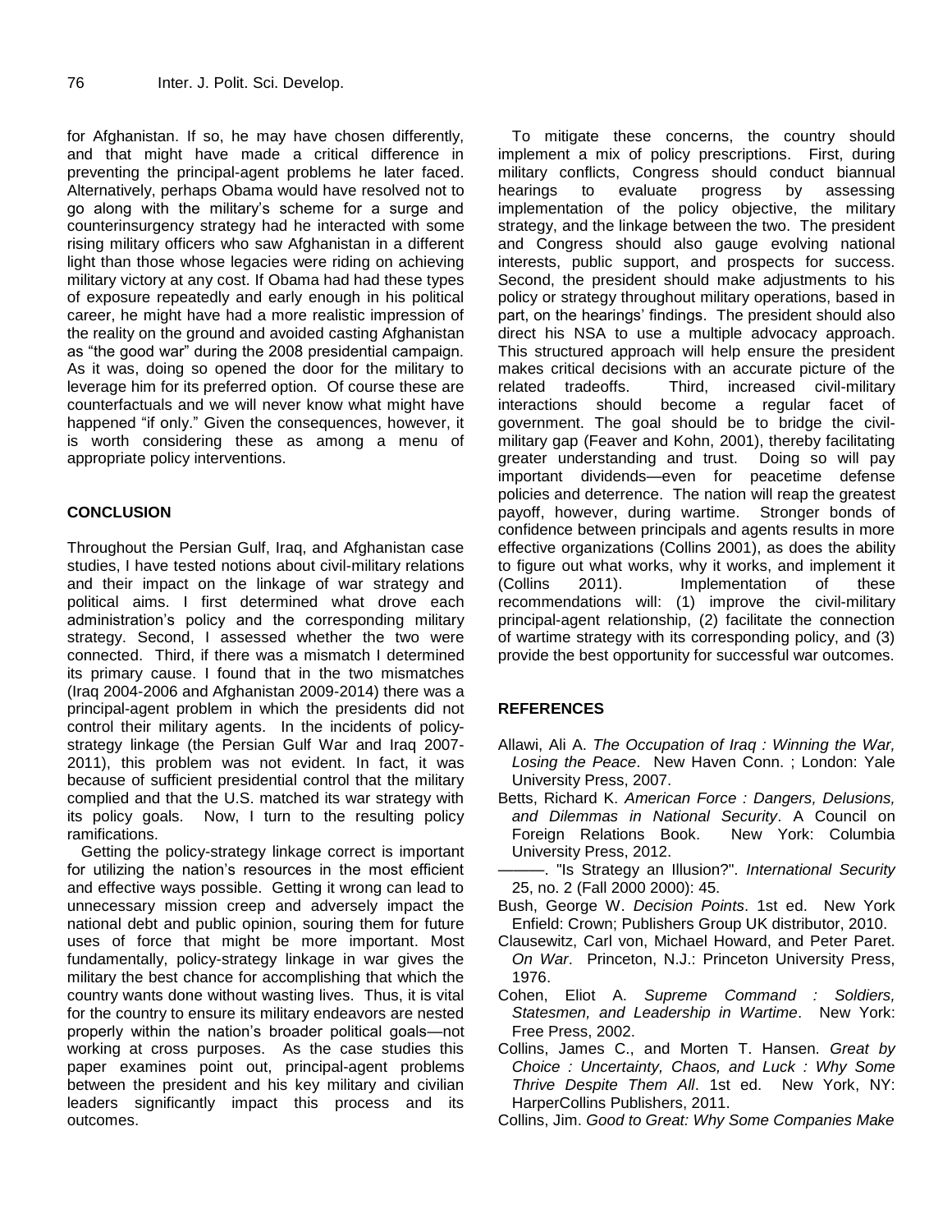for Afghanistan. If so, he may have chosen differently, and that might have made a critical difference in preventing the principal-agent problems he later faced. Alternatively, perhaps Obama would have resolved not to go along with the military's scheme for a surge and counterinsurgency strategy had he interacted with some rising military officers who saw Afghanistan in a different light than those whose legacies were riding on achieving military victory at any cost. If Obama had had these types of exposure repeatedly and early enough in his political career, he might have had a more realistic impression of the reality on the ground and avoided casting Afghanistan as "the good war" during the 2008 presidential campaign. As it was, doing so opened the door for the military to leverage him for its preferred option. Of course these are counterfactuals and we will never know what might have happened "if only." Given the consequences, however, it is worth considering these as among a menu of appropriate policy interventions.

## CONCLUSION

Throughout the Persian Gulf, Iraq, and Afghanistan case studies, I have tested notions about civil-military relations and their impact on the linkage of war strategy and political aims. I first determined what drove each administration's policy and the corresponding military strategy. Second, I assessed whether the two were connected. Third, if there was a mismatch I determined its primary cause. I found that in the two mismatches (Iraq 2004-2006 and Afghanistan 2009-2014) there was a principal-agent problem in which the presidents did not control their military agents. In the incidents of policy-strategy linkage (the Persian Gulf War and Iraq 2007-2011), this problem was not evident. In fact, it was because of sufficient presidential control that the military complied and that the U.S. matched its war strategy with its policy goals. Now, I turn to the resulting policy ramifications.

Getting the policy-strategy linkage correct is important for utilizing the nation's resources in the most efficient and effective ways possible. Getting it wrong can lead to unnecessary mission creep and adversely impact the national debt and public opinion, souring them for future uses of force that might be more important. Most fundamentally, policy-strategy linkage in war gives the military the best chance for accomplishing that which the country wants done without wasting lives. Thus, it is vital for the country to ensure its military endeavors are nested properly within the nation's broader political goals—not working at cross purposes. As the case studies this paper examines point out, principal-agent problems between the president and his key military and civilian leaders significantly impact this process and its outcomes.

To mitigate these concerns, the country should implement a mix of policy prescriptions. First, during military conflicts, Congress should conduct biannual hearings to evaluate progress by assessing implementation of the policy objective, the military strategy, and the linkage between the two. The president and Congress should also gauge evolving national interests, public support, and prospects for success. Second, the president should make adjustments to his policy or strategy throughout military operations, based in part, on the hearings' findings. The president should also direct his NSA to use a multiple advocacy approach. This structured approach will help ensure the president makes critical decisions with an accurate picture of the related tradeoffs. Third, increased civil-military interactions should become a regular facet of government. The goal should be to bridge the civil-military gap (Feaver and Kohn, 2001), thereby facilitating greater understanding and trust. Doing so will pay important dividends—even for peacetime defense policies and deterrence. The nation will reap the greatest payoff, however, during wartime. Stronger bonds of confidence between principals and agents results in more effective organizations (Collins 2001), as does the ability to figure out what works, why it works, and implement it (Collins 2011). Implementation of these recommendations will: (1) improve the civil-military principal-agent relationship, (2) facilitate the connection of wartime strategy with its corresponding policy, and (3) provide the best opportunity for successful war outcomes.

## REFERENCES

Allawi, Ali A. *The Occupation of Iraq : Winning the War, Losing the Peace*. New Haven Conn. ; London: Yale University Press, 2007.

Betts, Richard K. *American Force : Dangers, Delusions, and Dilemmas in National Security*. A Council on Foreign Relations Book. New York: Columbia University Press, 2012.

———. "Is Strategy an Illusion?". *International Security* 25, no. 2 (Fall 2000 2000): 45.

Bush, George W. *Decision Points*. 1st ed. New York Enfield: Crown; Publishers Group UK distributor, 2010.

Clausewitz, Carl von, Michael Howard, and Peter Paret. *On War*. Princeton, N.J.: Princeton University Press, 1976.

Cohen, Eliot A. *Supreme Command : Soldiers, Statesmen, and Leadership in Wartime*. New York: Free Press, 2002.

Collins, James C., and Morten T. Hansen. *Great by Choice : Uncertainty, Chaos, and Luck : Why Some Thrive Despite Them All*. 1st ed. New York, NY: HarperCollins Publishers, 2011.

Collins, Jim. *Good to Great: Why Some Companies Make*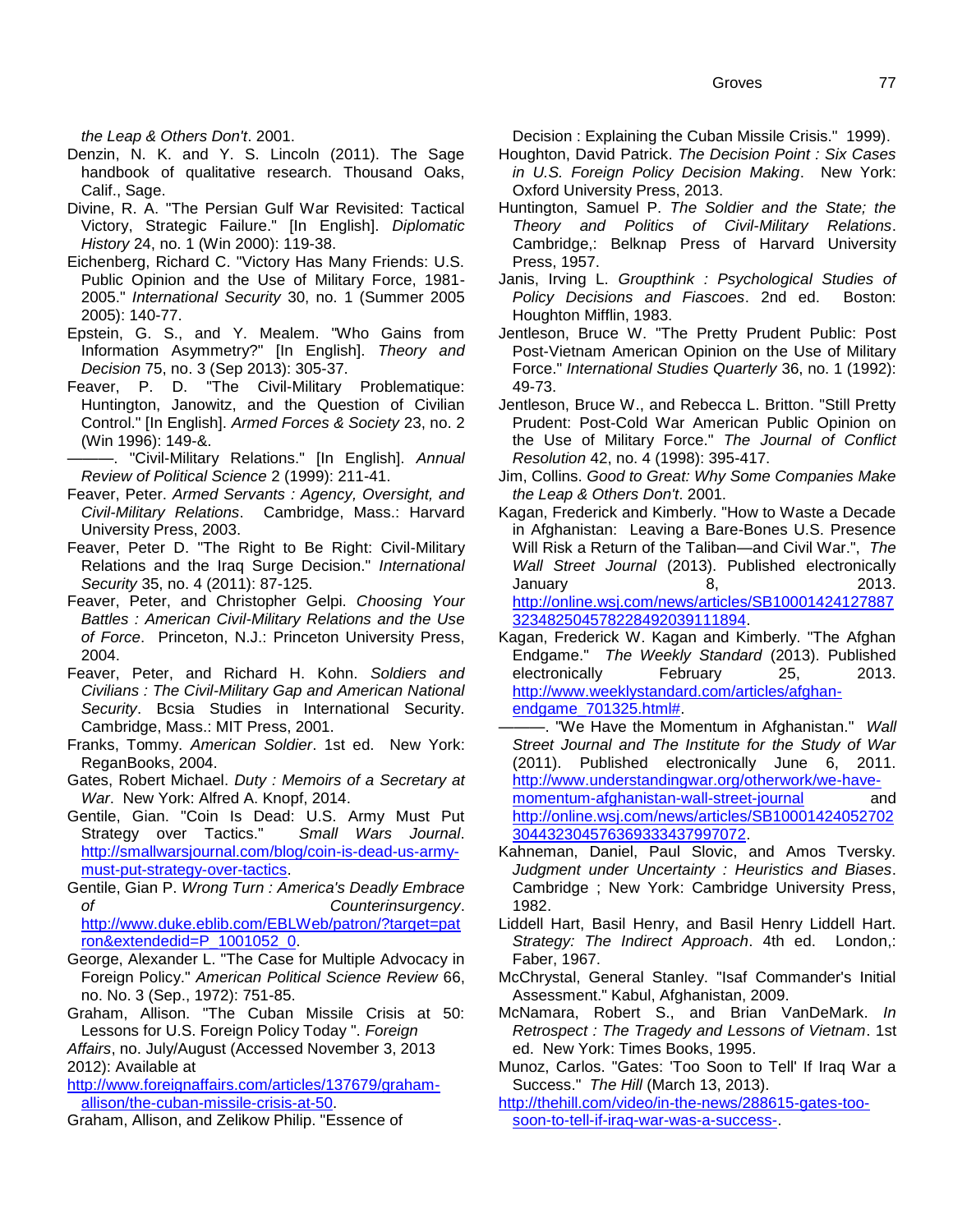*the Leap & Others Don't*. 2001.

Denzin, N. K. and Y. S. Lincoln (2011). The Sage handbook of qualitative research. Thousand Oaks, Calif., Sage.

Divine, R. A. "The Persian Gulf War Revisited: Tactical Victory, Strategic Failure." [In English]. *Diplomatic History* 24, no. 1 (Win 2000): 119-38.

Eichenberg, Richard C. "Victory Has Many Friends: U.S. Public Opinion and the Use of Military Force, 1981-2005." *International Security* 30, no. 1 (Summer 2005 2005): 140-77.

Epstein, G. S., and Y. Mealem. "Who Gains from Information Asymmetry?" [In English]. *Theory and Decision* 75, no. 3 (Sep 2013): 305-37.

Feaver, P. D. "The Civil-Military Problematique: Huntington, Janowitz, and the Question of Civilian Control." [In English]. *Armed Forces & Society* 23, no. 2 (Win 1996): 149-&.

———. "Civil-Military Relations." [In English]. *Annual Review of Political Science* 2 (1999): 211-41.

Feaver, Peter. *Armed Servants : Agency, Oversight, and Civil-Military Relations*. Cambridge, Mass.: Harvard University Press, 2003.

Feaver, Peter D. "The Right to Be Right: Civil-Military Relations and the Iraq Surge Decision." *International Security* 35, no. 4 (2011): 87-125.

Feaver, Peter, and Christopher Gelpi. *Choosing Your Battles : American Civil-Military Relations and the Use of Force*. Princeton, N.J.: Princeton University Press, 2004.

Feaver, Peter, and Richard H. Kohn. *Soldiers and Civilians : The Civil-Military Gap and American National Security*. Bcsia Studies in International Security. Cambridge, Mass.: MIT Press, 2001.

Franks, Tommy. *American Soldier*. 1st ed. New York: ReganBooks, 2004.

Gates, Robert Michael. *Duty : Memoirs of a Secretary at War*. New York: Alfred A. Knopf, 2014.

Gentile, Gian. "Coin Is Dead: U.S. Army Must Put Strategy over Tactics." *Small Wars Journal*. http://smallwarsjournal.com/blog/coin-is-dead-us-army-must-put-strategy-over-tactics.

Gentile, Gian P. *Wrong Turn : America's Deadly Embrace of Counterinsurgency*. http://www.duke.eblib.com/EBLWeb/patron/?target=patron&extendedid=P_1001052_0.

George, Alexander L. "The Case for Multiple Advocacy in Foreign Policy." *American Political Science Review* 66, no. No. 3 (Sep., 1972): 751-85.

Graham, Allison. "The Cuban Missile Crisis at 50: Lessons for U.S. Foreign Policy Today ". *Foreign Affairs*, no. July/August (Accessed November 3, 2013 2012): Available at http://www.foreignaffairs.com/articles/137679/graham-allison/the-cuban-missile-crisis-at-50.

Graham, Allison, and Zelikow Philip. "Essence of Decision : Explaining the Cuban Missile Crisis." 1999).

Houghton, David Patrick. *The Decision Point : Six Cases in U.S. Foreign Policy Decision Making*. New York: Oxford University Press, 2013.

Huntington, Samuel P. *The Soldier and the State; the Theory and Politics of Civil-Military Relations*. Cambridge,: Belknap Press of Harvard University Press, 1957.

Janis, Irving L. *Groupthink : Psychological Studies of Policy Decisions and Fiascoes*. 2nd ed. Boston: Houghton Mifflin, 1983.

Jentleson, Bruce W. "The Pretty Prudent Public: Post Post-Vietnam American Opinion on the Use of Military Force." *International Studies Quarterly* 36, no. 1 (1992): 49-73.

Jentleson, Bruce W., and Rebecca L. Britton. "Still Pretty Prudent: Post-Cold War American Public Opinion on the Use of Military Force." *The Journal of Conflict Resolution* 42, no. 4 (1998): 395-417.

Jim, Collins. *Good to Great: Why Some Companies Make the Leap & Others Don't*. 2001.

Kagan, Frederick and Kimberly. "How to Waste a Decade in Afghanistan: Leaving a Bare-Bones U.S. Presence Will Risk a Return of the Taliban—and Civil War.", *The Wall Street Journal* (2013). Published electronically January 8, 2013. http://online.wsj.com/news/articles/SB10001424127887323482504578228492039111894.

Kagan, Frederick W. Kagan and Kimberly. "The Afghan Endgame." *The Weekly Standard* (2013). Published electronically February 25, 2013. http://www.weeklystandard.com/articles/afghan-endgame_701325.html#.

———. "We Have the Momentum in Afghanistan." *Wall Street Journal and The Institute for the Study of War* (2011). Published electronically June 6, 2011. http://www.understandingwar.org/otherwork/we-have-momentum-afghanistan-wall-street-journal and http://online.wsj.com/news/articles/SB10001424052702304432304576369333437997072.

Kahneman, Daniel, Paul Slovic, and Amos Tversky. *Judgment under Uncertainty : Heuristics and Biases*. Cambridge ; New York: Cambridge University Press, 1982.

Liddell Hart, Basil Henry, and Basil Henry Liddell Hart. *Strategy: The Indirect Approach*. 4th ed. London,: Faber, 1967.

McChrystal, General Stanley. "Isaf Commander's Initial Assessment." Kabul, Afghanistan, 2009.

McNamara, Robert S., and Brian VanDeMark. *In Retrospect : The Tragedy and Lessons of Vietnam*. 1st ed. New York: Times Books, 1995.

Munoz, Carlos. "Gates: 'Too Soon to Tell' If Iraq War a Success." *The Hill* (March 13, 2013). http://thehill.com/video/in-the-news/288615-gates-too-soon-to-tell-if-iraq-war-was-a-success-.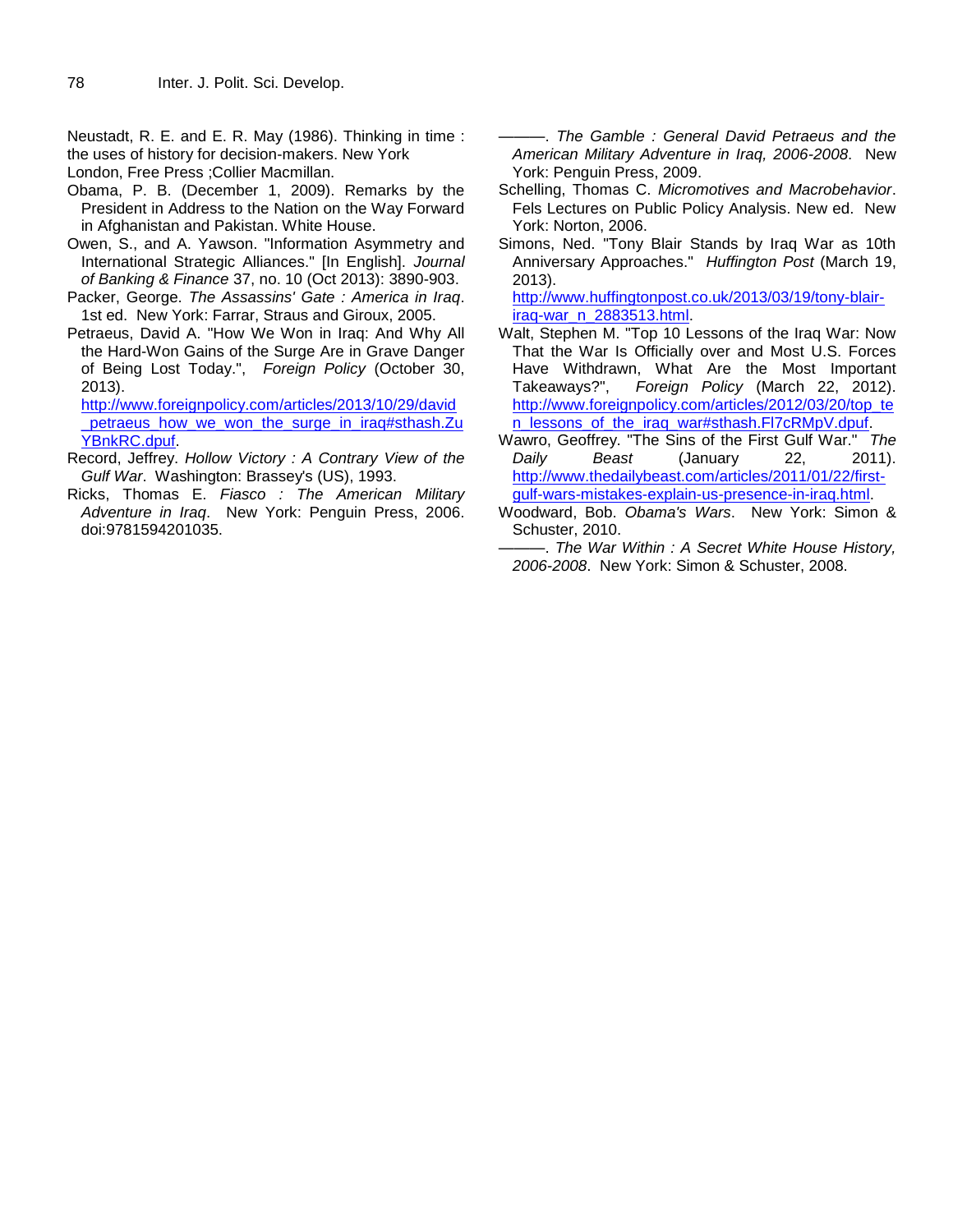Neustadt, R. E. and E. R. May (1986). Thinking in time : the uses of history for decision-makers. New York London, Free Press ;Collier Macmillan.

Obama, P. B. (December 1, 2009). Remarks by the President in Address to the Nation on the Way Forward in Afghanistan and Pakistan. White House.

Owen, S., and A. Yawson. "Information Asymmetry and International Strategic Alliances." [In English]. *Journal of Banking & Finance* 37, no. 10 (Oct 2013): 3890-903.

Packer, George. *The Assassins' Gate : America in Iraq*. 1st ed. New York: Farrar, Straus and Giroux, 2005.

Petraeus, David A. "How We Won in Iraq: And Why All the Hard-Won Gains of the Surge Are in Grave Danger of Being Lost Today.", *Foreign Policy* (October 30, 2013). http://www.foreignpolicy.com/articles/2013/10/29/david_petraeus_how_we_won_the_surge_in_iraq#sthash.ZuYBnkRC.dpuf.

Record, Jeffrey. *Hollow Victory : A Contrary View of the Gulf War*. Washington: Brassey's (US), 1993.

Ricks, Thomas E. *Fiasco : The American Military Adventure in Iraq*. New York: Penguin Press, 2006. doi:9781594201035.

———. *The Gamble : General David Petraeus and the American Military Adventure in Iraq, 2006-2008*. New York: Penguin Press, 2009.

Schelling, Thomas C. *Micromotives and Macrobehavior*. Fels Lectures on Public Policy Analysis. New ed. New York: Norton, 2006.

Simons, Ned. "Tony Blair Stands by Iraq War as 10th Anniversary Approaches." *Huffington Post* (March 19, 2013). http://www.huffingtonpost.co.uk/2013/03/19/tony-blair-iraq-war_n_2883513.html.

Walt, Stephen M. "Top 10 Lessons of the Iraq War: Now That the War Is Officially over and Most U.S. Forces Have Withdrawn, What Are the Most Important Takeaways?", *Foreign Policy* (March 22, 2012). http://www.foreignpolicy.com/articles/2012/03/20/top_ten_lessons_of_the_iraq_war#sthash.Fl7cRMpV.dpuf.

Wawro, Geoffrey. "The Sins of the First Gulf War." *The Daily Beast* (January 22, 2011). http://www.thedailybeast.com/articles/2011/01/22/first-gulf-wars-mistakes-explain-us-presence-in-iraq.html.

Woodward, Bob. *Obama's Wars*. New York: Simon & Schuster, 2010.

———. *The War Within : A Secret White House History, 2006-2008*. New York: Simon & Schuster, 2008.